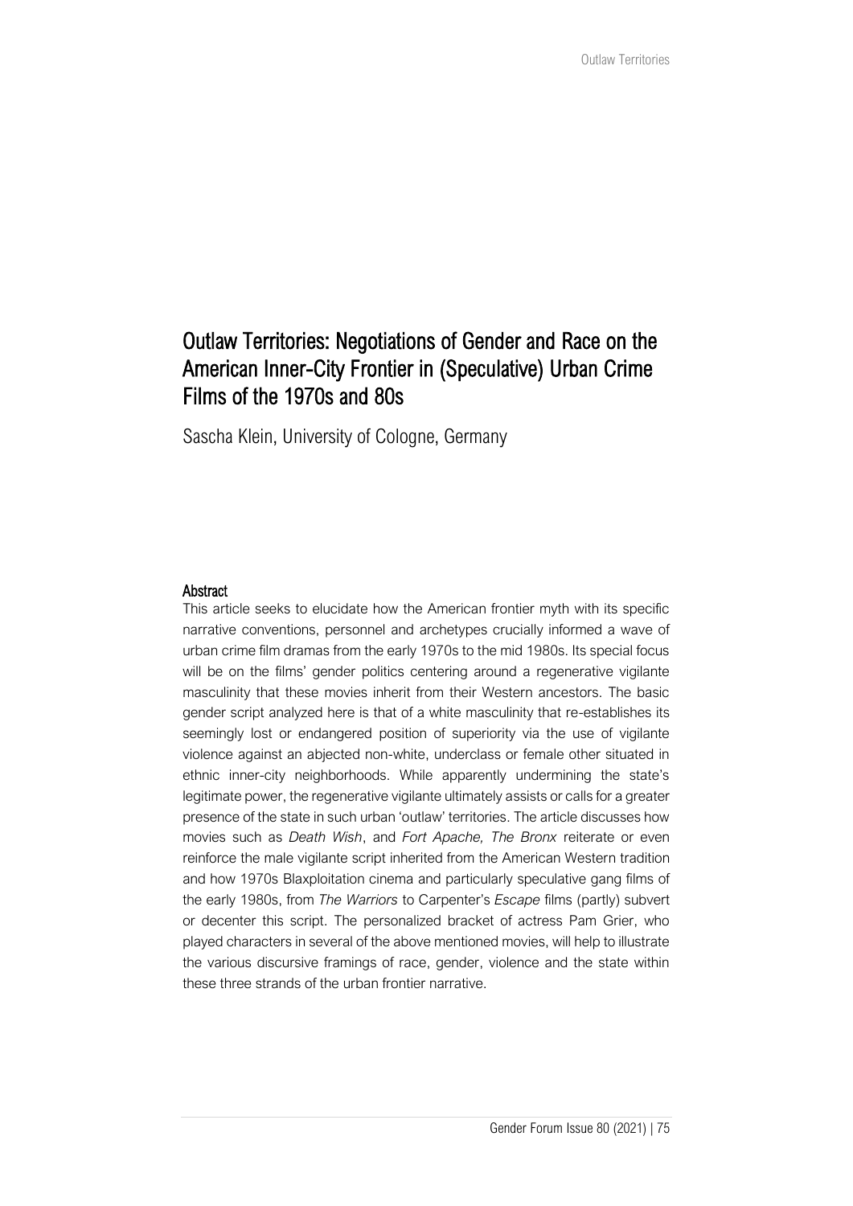# Outlaw Territories: Negotiations of Gender and Race on the American Inner-City Frontier in (Speculative) Urban Crime Films of the 1970s and 80s

Sascha Klein, University of Cologne, Germany

### Abstract

This article seeks to elucidate how the American frontier myth with its specific narrative conventions, personnel and archetypes crucially informed a wave of urban crime film dramas from the early 1970s to the mid 1980s. Its special focus will be on the films' gender politics centering around a regenerative vigilante masculinity that these movies inherit from their Western ancestors. The basic gender script analyzed here is that of a white masculinity that re-establishes its seemingly lost or endangered position of superiority via the use of vigilante violence against an abjected non-white, underclass or female other situated in ethnic inner-city neighborhoods. While apparently undermining the state's legitimate power, the regenerative vigilante ultimately assists or calls for a greater presence of the state in such urban 'outlaw' territories. The article discusses how movies such as *Death Wish*, and *Fort Apache, The Bronx* reiterate or even reinforce the male vigilante script inherited from the American Western tradition and how 1970s Blaxploitation cinema and particularly speculative gang films of the early 1980s, from *The Warriors* to Carpenter's *Escape* films (partly) subvert or decenter this script. The personalized bracket of actress Pam Grier, who played characters in several of the above mentioned movies, will help to illustrate the various discursive framings of race, gender, violence and the state within these three strands of the urban frontier narrative.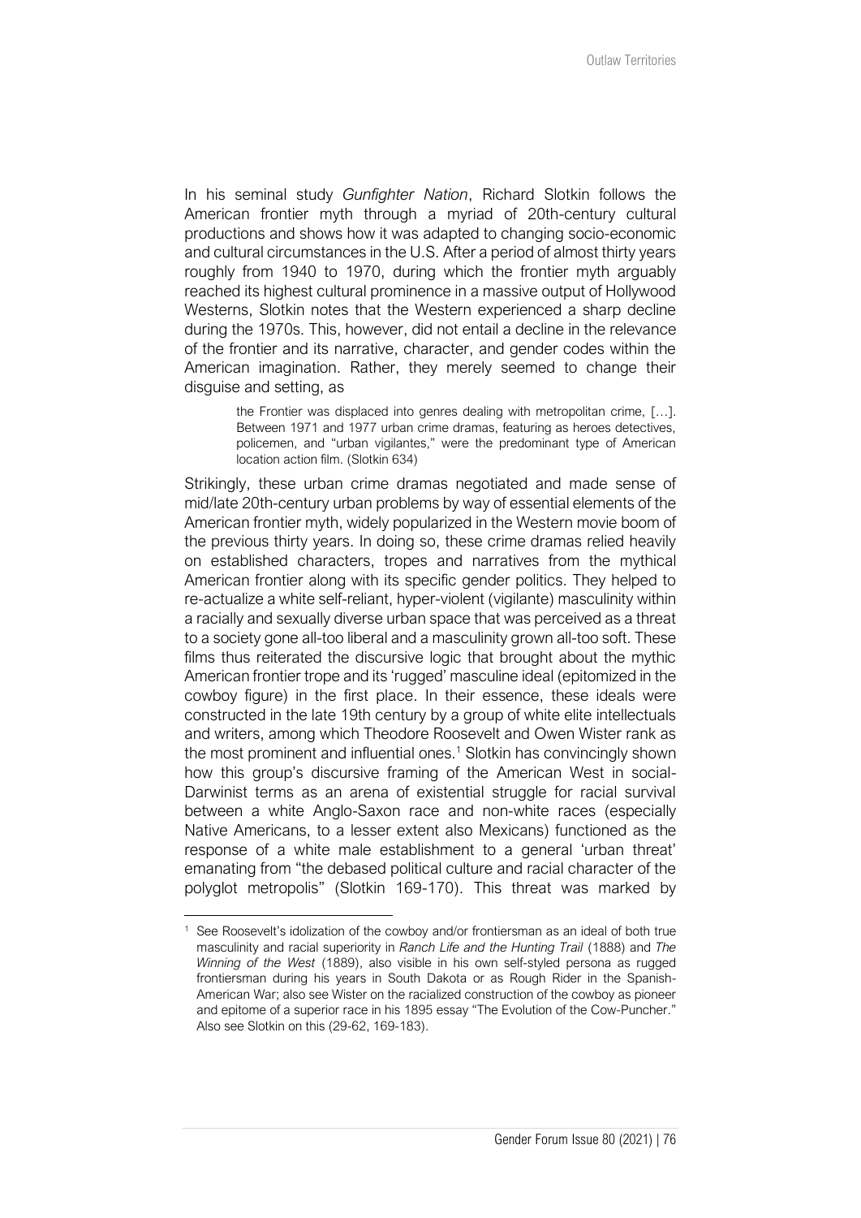In his seminal study *Gunfighter Nation*, Richard Slotkin follows the American frontier myth through a myriad of 20th-century cultural productions and shows how it was adapted to changing socio-economic and cultural circumstances in the U.S. After a period of almost thirty years roughly from 1940 to 1970, during which the frontier myth arguably reached its highest cultural prominence in a massive output of Hollywood Westerns, Slotkin notes that the Western experienced a sharp decline during the 1970s. This, however, did not entail a decline in the relevance of the frontier and its narrative, character, and gender codes within the American imagination. Rather, they merely seemed to change their disguise and setting, as

> the Frontier was displaced into genres dealing with metropolitan crime, […]. Between 1971 and 1977 urban crime dramas, featuring as heroes detectives, policemen, and "urban vigilantes," were the predominant type of American location action film. (Slotkin 634)

Strikingly, these urban crime dramas negotiated and made sense of mid/late 20th-century urban problems by way of essential elements of the American frontier myth, widely popularized in the Western movie boom of the previous thirty years. In doing so, these crime dramas relied heavily on established characters, tropes and narratives from the mythical American frontier along with its specific gender politics. They helped to re-actualize a white self-reliant, hyper-violent (vigilante) masculinity within a racially and sexually diverse urban space that was perceived as a threat to a society gone all-too liberal and a masculinity grown all-too soft. These films thus reiterated the discursive logic that brought about the mythic American frontier trope and its 'rugged' masculine ideal (epitomized in the cowboy figure) in the first place. In their essence, these ideals were constructed in the late 19th century by a group of white elite intellectuals and writers, among which Theodore Roosevelt and Owen Wister rank as the most prominent and influential ones.[1] Slotkin has convincingly shown how this group's discursive framing of the American West in social-Darwinist terms as an arena of existential struggle for racial survival between a white Anglo-Saxon race and non-white races (especially Native Americans, to a lesser extent also Mexicans) functioned as the response of a white male establishment to a general 'urban threat' emanating from "the debased political culture and racial character of the polyglot metropolis" (Slotkin 169-170). This threat was marked by

[1] See Roosevelt's idolization of the cowboy and/or frontiersman as an ideal of both true masculinity and racial superiority in *Ranch Life and the Hunting Trail* (1888) and *The Winning of the West* (1889), also visible in his own self-styled persona as rugged frontiersman during his years in South Dakota or as Rough Rider in the Spanish-American War; also see Wister on the racialized construction of the cowboy as pioneer and epitome of a superior race in his 1895 essay "The Evolution of the Cow-Puncher." Also see Slotkin on this (29-62, 169-183).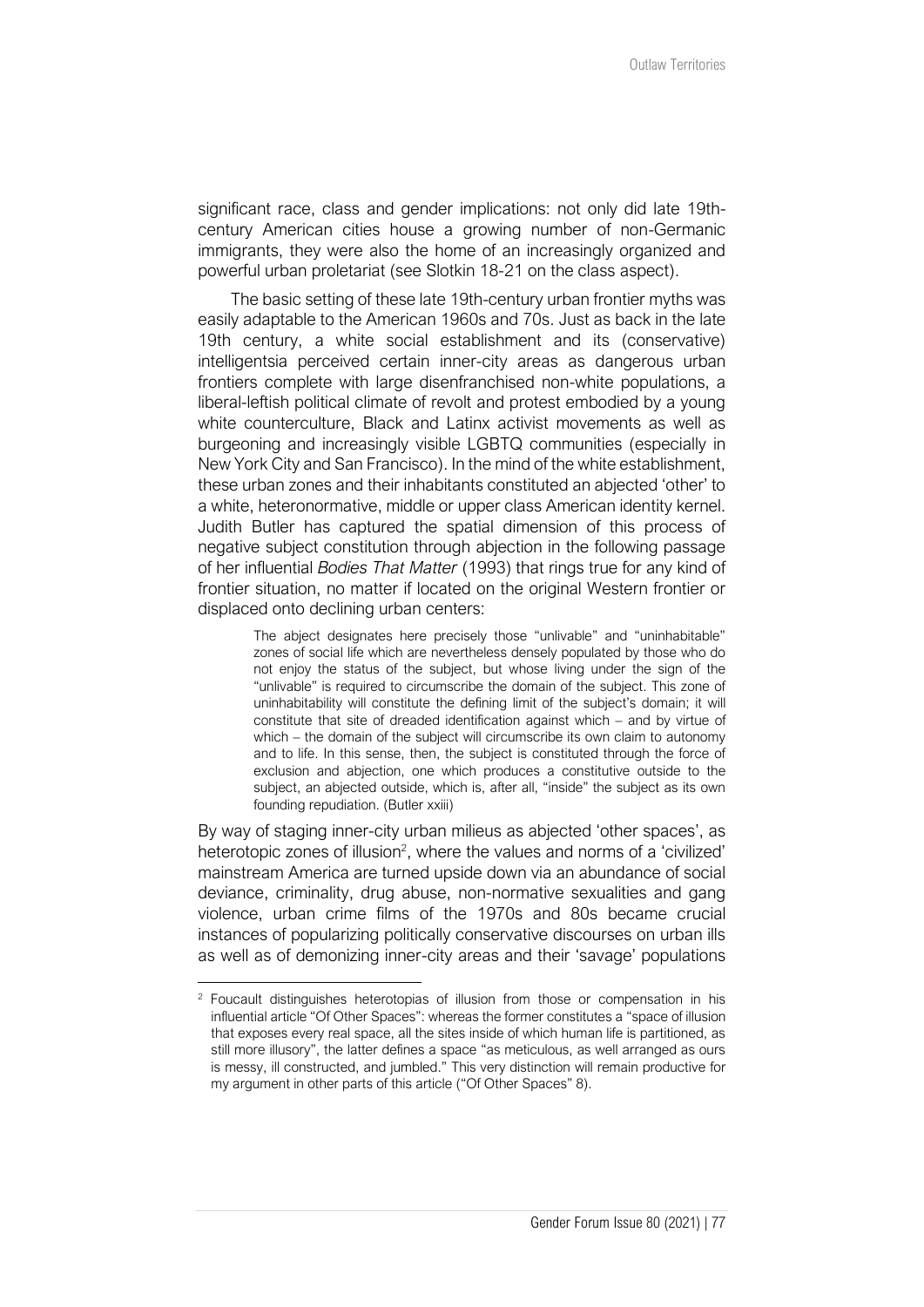significant race, class and gender implications: not only did late 19th-century American cities house a growing number of non-Germanic immigrants, they were also the home of an increasingly organized and powerful urban proletariat (see Slotkin 18-21 on the class aspect).

The basic setting of these late 19th-century urban frontier myths was easily adaptable to the American 1960s and 70s. Just as back in the late 19th century, a white social establishment and its (conservative) intelligentsia perceived certain inner-city areas as dangerous urban frontiers complete with large disenfranchised non-white populations, a liberal-leftish political climate of revolt and protest embodied by a young white counterculture, Black and Latinx activist movements as well as burgeoning and increasingly visible LGBTQ communities (especially in New York City and San Francisco). In the mind of the white establishment, these urban zones and their inhabitants constituted an abjected 'other' to a white, heteronormative, middle or upper class American identity kernel. Judith Butler has captured the spatial dimension of this process of negative subject constitution through abjection in the following passage of her influential *Bodies That Matter* (1993) that rings true for any kind of frontier situation, no matter if located on the original Western frontier or displaced onto declining urban centers:

> The abject designates here precisely those "unlivable" and "uninhabitable" zones of social life which are nevertheless densely populated by those who do not enjoy the status of the subject, but whose living under the sign of the "unlivable" is required to circumscribe the domain of the subject. This zone of uninhabitability will constitute the defining limit of the subject's domain; it will constitute that site of dreaded identification against which – and by virtue of which – the domain of the subject will circumscribe its own claim to autonomy and to life. In this sense, then, the subject is constituted through the force of exclusion and abjection, one which produces a constitutive outside to the subject, an abjected outside, which is, after all, "inside" the subject as its own founding repudiation. (Butler xiii)

By way of staging inner-city urban milieus as abjected 'other spaces', as heterotopic zones of illusion[2], where the values and norms of a 'civilized' mainstream America are turned upside down via an abundance of social deviance, criminality, drug abuse, non-normative sexualities and gang violence, urban crime films of the 1970s and 80s became crucial instances of popularizing politically conservative discourses on urban ills as well as of demonizing inner-city areas and their 'savage' populations

---

[2] Foucault distinguishes heterotopias of illusion from those or compensation in his influential article "Of Other Spaces": whereas the former constitutes a "space of illusion that exposes every real space, all the sites inside of which human life is partitioned, as still more illusory", the latter defines a space "as meticulous, as well arranged as ours is messy, ill constructed, and jumbled." This very distinction will remain productive for my argument in other parts of this article ("Of Other Spaces" 8).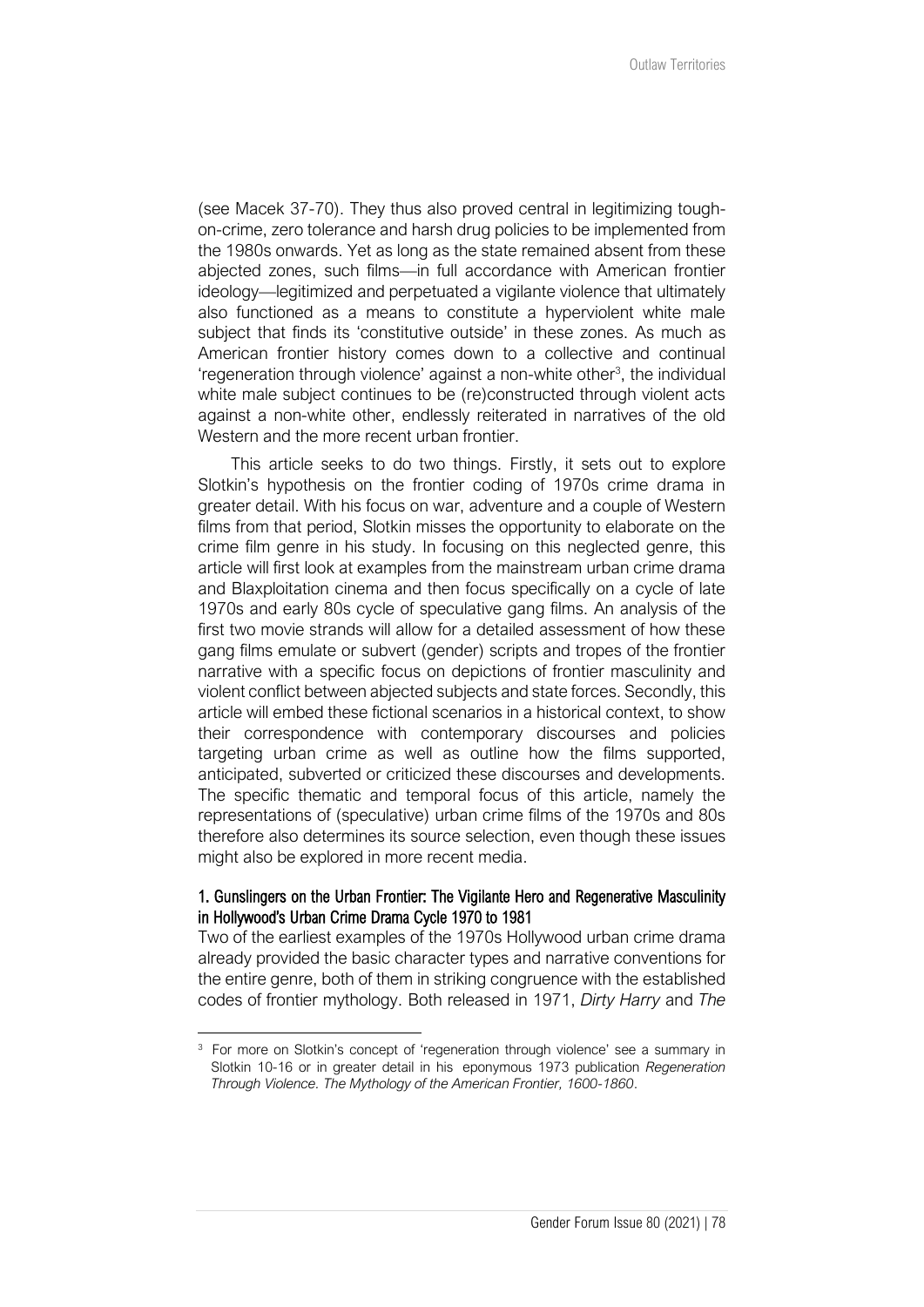(see Macek 37-70). They thus also proved central in legitimizing tough-on-crime, zero tolerance and harsh drug policies to be implemented from the 1980s onwards. Yet as long as the state remained absent from these abjected zones, such films—in full accordance with American frontier ideology—legitimized and perpetuated a vigilante violence that ultimately also functioned as a means to constitute a hyperviolent white male subject that finds its 'constitutive outside' in these zones. As much as American frontier history comes down to a collective and continual 'regeneration through violence' against a non-white other[3], the individual white male subject continues to be (re)constructed through violent acts against a non-white other, endlessly reiterated in narratives of the old Western and the more recent urban frontier.

This article seeks to do two things. Firstly, it sets out to explore Slotkin's hypothesis on the frontier coding of 1970s crime drama in greater detail. With his focus on war, adventure and a couple of Western films from that period, Slotkin misses the opportunity to elaborate on the crime film genre in his study. In focusing on this neglected genre, this article will first look at examples from the mainstream urban crime drama and Blaxploitation cinema and then focus specifically on a cycle of late 1970s and early 80s cycle of speculative gang films. An analysis of the first two movie strands will allow for a detailed assessment of how these gang films emulate or subvert (gender) scripts and tropes of the frontier narrative with a specific focus on depictions of frontier masculinity and violent conflict between abjected subjects and state forces. Secondly, this article will embed these fictional scenarios in a historical context, to show their correspondence with contemporary discourses and policies targeting urban crime as well as outline how the films supported, anticipated, subverted or criticized these discourses and developments. The specific thematic and temporal focus of this article, namely the representations of (speculative) urban crime films of the 1970s and 80s therefore also determines its source selection, even though these issues might also be explored in more recent media.

## 1. Gunslingers on the Urban Frontier: The Vigilante Hero and Regenerative Masculinity in Hollywood's Urban Crime Drama Cycle 1970 to 1981

Two of the earliest examples of the 1970s Hollywood urban crime drama already provided the basic character types and narrative conventions for the entire genre, both of them in striking congruence with the established codes of frontier mythology. Both released in 1971, *Dirty Harry* and *The*

[3] For more on Slotkin's concept of 'regeneration through violence' see a summary in Slotkin 10-16 or in greater detail in his eponymous 1973 publication *Regeneration Through Violence. The Mythology of the American Frontier, 1600-1860*.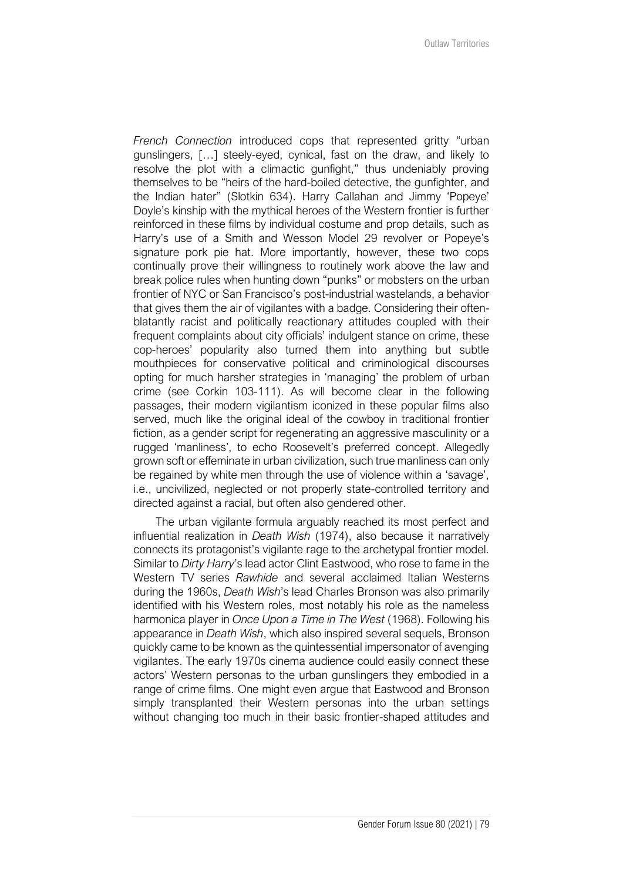*French Connection* introduced cops that represented gritty "urban gunslingers, […] steely-eyed, cynical, fast on the draw, and likely to resolve the plot with a climactic gunfight," thus undeniably proving themselves to be "heirs of the hard-boiled detective, the gunfighter, and the Indian hater" (Slotkin 634). Harry Callahan and Jimmy 'Popeye' Doyle's kinship with the mythical heroes of the Western frontier is further reinforced in these films by individual costume and prop details, such as Harry's use of a Smith and Wesson Model 29 revolver or Popeye's signature pork pie hat. More importantly, however, these two cops continually prove their willingness to routinely work above the law and break police rules when hunting down "punks" or mobsters on the urban frontier of NYC or San Francisco's post-industrial wastelands, a behavior that gives them the air of vigilantes with a badge. Considering their often-blatantly racist and politically reactionary attitudes coupled with their frequent complaints about city officials' indulgent stance on crime, these cop-heroes' popularity also turned them into anything but subtle mouthpieces for conservative political and criminological discourses opting for much harsher strategies in 'managing' the problem of urban crime (see Corkin 103-111). As will become clear in the following passages, their modern vigilantism iconized in these popular films also served, much like the original ideal of the cowboy in traditional frontier fiction, as a gender script for regenerating an aggressive masculinity or a rugged 'manliness', to echo Roosevelt's preferred concept. Allegedly grown soft or effeminate in urban civilization, such true manliness can only be regained by white men through the use of violence within a 'savage', i.e., uncivilized, neglected or not properly state-controlled territory and directed against a racial, but often also gendered other.

The urban vigilante formula arguably reached its most perfect and influential realization in *Death Wish* (1974), also because it narratively connects its protagonist's vigilante rage to the archetypal frontier model. Similar to *Dirty Harry*'s lead actor Clint Eastwood, who rose to fame in the Western TV series *Rawhide* and several acclaimed Italian Westerns during the 1960s, *Death Wish*'s lead Charles Bronson was also primarily identified with his Western roles, most notably his role as the nameless harmonica player in *Once Upon a Time in The West* (1968). Following his appearance in *Death Wish*, which also inspired several sequels, Bronson quickly came to be known as the quintessential impersonator of avenging vigilantes. The early 1970s cinema audience could easily connect these actors' Western personas to the urban gunslingers they embodied in a range of crime films. One might even argue that Eastwood and Bronson simply transplanted their Western personas into the urban settings without changing too much in their basic frontier-shaped attitudes and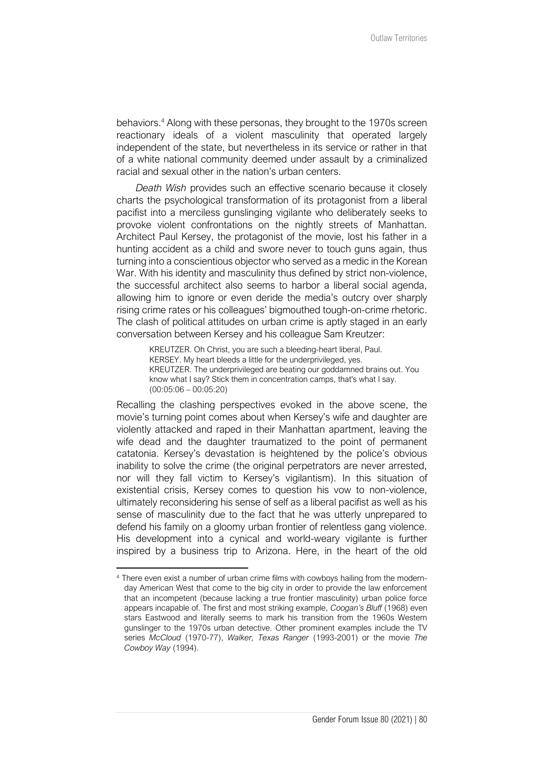behaviors.[4] Along with these personas, they brought to the 1970s screen reactionary ideals of a violent masculinity that operated largely independent of the state, but nevertheless in its service or rather in that of a white national community deemed under assault by a criminalized racial and sexual other in the nation's urban centers.

*Death Wish* provides such an effective scenario because it closely charts the psychological transformation of its protagonist from a liberal pacifist into a merciless gunslinging vigilante who deliberately seeks to provoke violent confrontations on the nightly streets of Manhattan. Architect Paul Kersey, the protagonist of the movie, lost his father in a hunting accident as a child and swore never to touch guns again, thus turning into a conscientious objector who served as a medic in the Korean War. With his identity and masculinity thus defined by strict non-violence, the successful architect also seems to harbor a liberal social agenda, allowing him to ignore or even deride the media's outcry over sharply rising crime rates or his colleagues' bigmouthed tough-on-crime rhetoric. The clash of political attitudes on urban crime is aptly staged in an early conversation between Kersey and his colleague Sam Kreutzer:

> KREUTZER. Oh Christ, you are such a bleeding-heart liberal, Paul.
> KERSEY. My heart bleeds a little for the underprivileged, yes.
> KREUTZER. The underprivileged are beating our goddamned brains out. You know what I say? Stick them in concentration camps, that's what I say.
> (00:05:06 – 00:05:20)

Recalling the clashing perspectives evoked in the above scene, the movie's turning point comes about when Kersey's wife and daughter are violently attacked and raped in their Manhattan apartment, leaving the wife dead and the daughter traumatized to the point of permanent catatonia. Kersey's devastation is heightened by the police's obvious inability to solve the crime (the original perpetrators are never arrested, nor will they fall victim to Kersey's vigilantism). In this situation of existential crisis, Kersey comes to question his vow to non-violence, ultimately reconsidering his sense of self as a liberal pacifist as well as his sense of masculinity due to the fact that he was utterly unprepared to defend his family on a gloomy urban frontier of relentless gang violence. His development into a cynical and world-weary vigilante is further inspired by a business trip to Arizona. Here, in the heart of the old

[4] There even exist a number of urban crime films with cowboys hailing from the modern-day American West that come to the big city in order to provide the law enforcement that an incompetent (because lacking a true frontier masculinity) urban police force appears incapable of. The first and most striking example, *Coogan's Bluff* (1968) even stars Eastwood and literally seems to mark his transition from the 1960s Western gunslinger to the 1970s urban detective. Other prominent examples include the TV series *McCloud* (1970-77), *Walker, Texas Ranger* (1993-2001) or the movie *The Cowboy Way* (1994).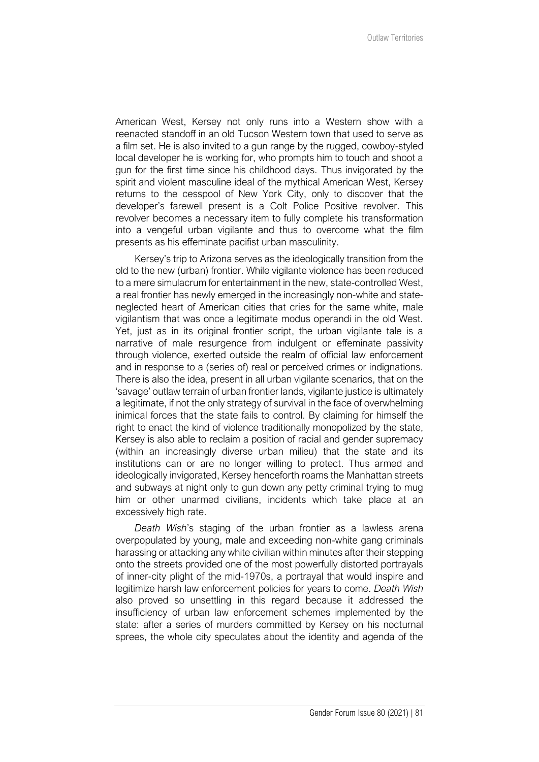American West, Kersey not only runs into a Western show with a reenacted standoff in an old Tucson Western town that used to serve as a film set. He is also invited to a gun range by the rugged, cowboy-styled local developer he is working for, who prompts him to touch and shoot a gun for the first time since his childhood days. Thus invigorated by the spirit and violent masculine ideal of the mythical American West, Kersey returns to the cesspool of New York City, only to discover that the developer's farewell present is a Colt Police Positive revolver. This revolver becomes a necessary item to fully complete his transformation into a vengeful urban vigilante and thus to overcome what the film presents as his effeminate pacifist urban masculinity.

Kersey's trip to Arizona serves as the ideologically transition from the old to the new (urban) frontier. While vigilante violence has been reduced to a mere simulacrum for entertainment in the new, state-controlled West, a real frontier has newly emerged in the increasingly non-white and state-neglected heart of American cities that cries for the same white, male vigilantism that was once a legitimate modus operandi in the old West. Yet, just as in its original frontier script, the urban vigilante tale is a narrative of male resurgence from indulgent or effeminate passivity through violence, exerted outside the realm of official law enforcement and in response to a (series of) real or perceived crimes or indignations. There is also the idea, present in all urban vigilante scenarios, that on the 'savage' outlaw terrain of urban frontier lands, vigilante justice is ultimately a legitimate, if not the only strategy of survival in the face of overwhelming inimical forces that the state fails to control. By claiming for himself the right to enact the kind of violence traditionally monopolized by the state, Kersey is also able to reclaim a position of racial and gender supremacy (within an increasingly diverse urban milieu) that the state and its institutions can or are no longer willing to protect. Thus armed and ideologically invigorated, Kersey henceforth roams the Manhattan streets and subways at night only to gun down any petty criminal trying to mug him or other unarmed civilians, incidents which take place at an excessively high rate.

*Death Wish*'s staging of the urban frontier as a lawless arena overpopulated by young, male and exceeding non-white gang criminals harassing or attacking any white civilian within minutes after their stepping onto the streets provided one of the most powerfully distorted portrayals of inner-city plight of the mid-1970s, a portrayal that would inspire and legitimize harsh law enforcement policies for years to come. *Death Wish* also proved so unsettling in this regard because it addressed the insufficiency of urban law enforcement schemes implemented by the state: after a series of murders committed by Kersey on his nocturnal sprees, the whole city speculates about the identity and agenda of the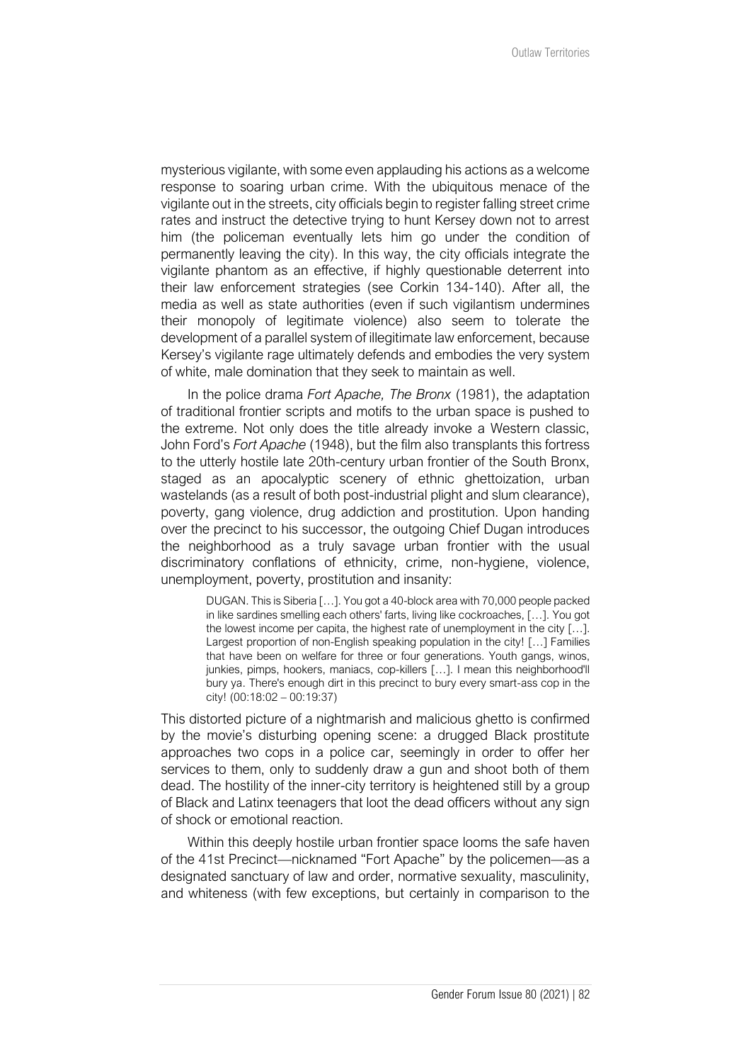mysterious vigilante, with some even applauding his actions as a welcome response to soaring urban crime. With the ubiquitous menace of the vigilante out in the streets, city officials begin to register falling street crime rates and instruct the detective trying to hunt Kersey down not to arrest him (the policeman eventually lets him go under the condition of permanently leaving the city). In this way, the city officials integrate the vigilante phantom as an effective, if highly questionable deterrent into their law enforcement strategies (see Corkin 134-140). After all, the media as well as state authorities (even if such vigilantism undermines their monopoly of legitimate violence) also seem to tolerate the development of a parallel system of illegitimate law enforcement, because Kersey's vigilante rage ultimately defends and embodies the very system of white, male domination that they seek to maintain as well.

In the police drama *Fort Apache, The Bronx* (1981), the adaptation of traditional frontier scripts and motifs to the urban space is pushed to the extreme. Not only does the title already invoke a Western classic, John Ford's *Fort Apache* (1948), but the film also transplants this fortress to the utterly hostile late 20th-century urban frontier of the South Bronx, staged as an apocalyptic scenery of ethnic ghettoization, urban wastelands (as a result of both post-industrial plight and slum clearance), poverty, gang violence, drug addiction and prostitution. Upon handing over the precinct to his successor, the outgoing Chief Dugan introduces the neighborhood as a truly savage urban frontier with the usual discriminatory conflations of ethnicity, crime, non-hygiene, violence, unemployment, poverty, prostitution and insanity:

> DUGAN. This is Siberia […]. You got a 40-block area with 70,000 people packed in like sardines smelling each others' farts, living like cockroaches, […]. You got the lowest income per capita, the highest rate of unemployment in the city […]. Largest proportion of non-English speaking population in the city! […] Families that have been on welfare for three or four generations. Youth gangs, winos, junkies, pimps, hookers, maniacs, cop-killers […]. I mean this neighborhood'll bury ya. There's enough dirt in this precinct to bury every smart-ass cop in the city! (00:18:02 – 00:19:37)

This distorted picture of a nightmarish and malicious ghetto is confirmed by the movie's disturbing opening scene: a drugged Black prostitute approaches two cops in a police car, seemingly in order to offer her services to them, only to suddenly draw a gun and shoot both of them dead. The hostility of the inner-city territory is heightened still by a group of Black and Latinx teenagers that loot the dead officers without any sign of shock or emotional reaction.

Within this deeply hostile urban frontier space looms the safe haven of the 41st Precinct—nicknamed "Fort Apache" by the policemen—as a designated sanctuary of law and order, normative sexuality, masculinity, and whiteness (with few exceptions, but certainly in comparison to the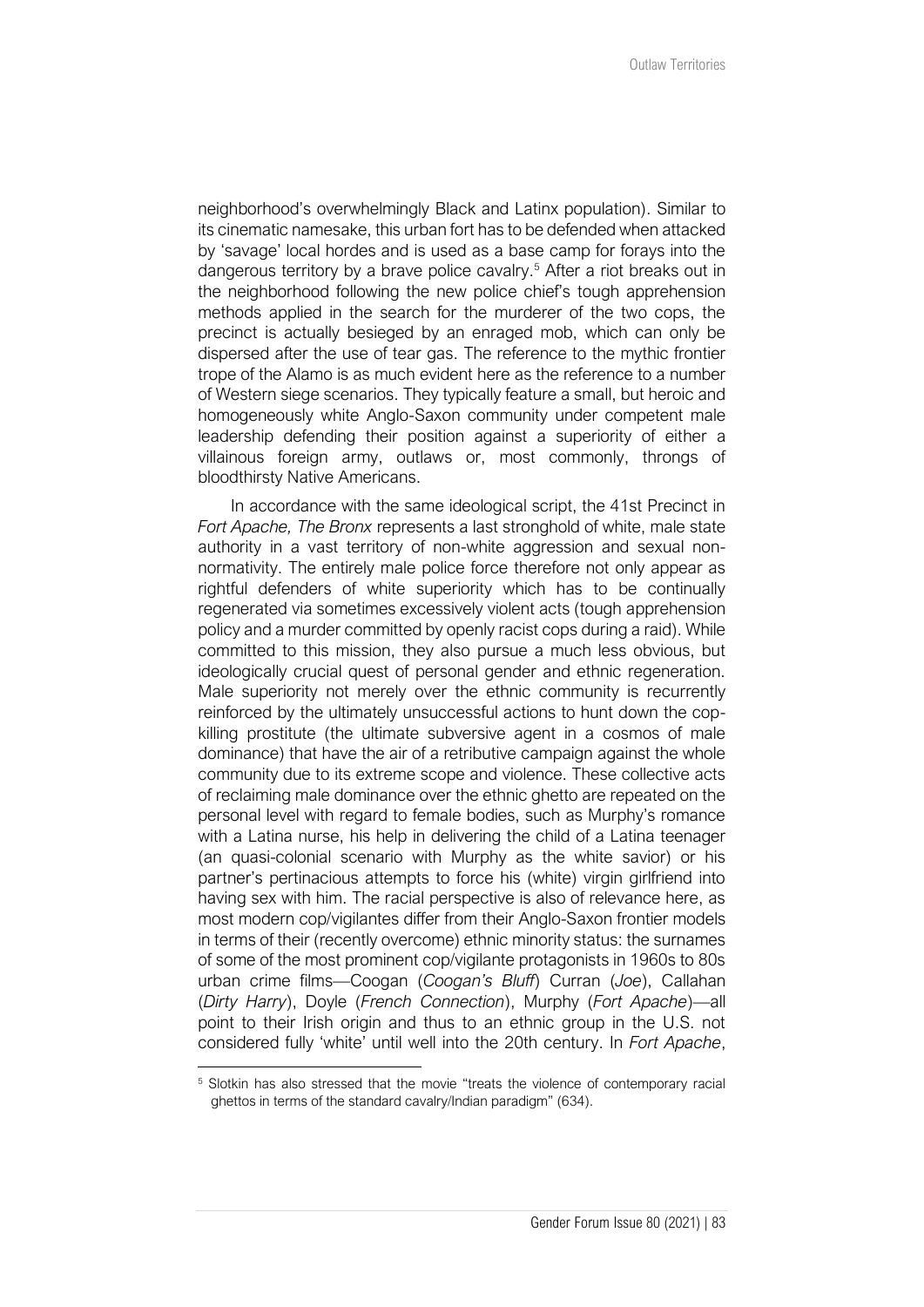neighborhood's overwhelmingly Black and Latinx population). Similar to its cinematic namesake, this urban fort has to be defended when attacked by 'savage' local hordes and is used as a base camp for forays into the dangerous territory by a brave police cavalry.[5] After a riot breaks out in the neighborhood following the new police chief's tough apprehension methods applied in the search for the murderer of the two cops, the precinct is actually besieged by an enraged mob, which can only be dispersed after the use of tear gas. The reference to the mythic frontier trope of the Alamo is as much evident here as the reference to a number of Western siege scenarios. They typically feature a small, but heroic and homogeneously white Anglo-Saxon community under competent male leadership defending their position against a superiority of either a villainous foreign army, outlaws or, most commonly, throngs of bloodthirsty Native Americans.

In accordance with the same ideological script, the 41st Precinct in *Fort Apache, The Bronx* represents a last stronghold of white, male state authority in a vast territory of non-white aggression and sexual non-normativity. The entirely male police force therefore not only appear as rightful defenders of white superiority which has to be continually regenerated via sometimes excessively violent acts (tough apprehension policy and a murder committed by openly racist cops during a raid). While committed to this mission, they also pursue a much less obvious, but ideologically crucial quest of personal gender and ethnic regeneration. Male superiority not merely over the ethnic community is recurrently reinforced by the ultimately unsuccessful actions to hunt down the cop-killing prostitute (the ultimate subversive agent in a cosmos of male dominance) that have the air of a retributive campaign against the whole community due to its extreme scope and violence. These collective acts of reclaiming male dominance over the ethnic ghetto are repeated on the personal level with regard to female bodies, such as Murphy's romance with a Latina nurse, his help in delivering the child of a Latina teenager (an quasi-colonial scenario with Murphy as the white savior) or his partner's pertinacious attempts to force his (white) virgin girlfriend into having sex with him. The racial perspective is also of relevance here, as most modern cop/vigilantes differ from their Anglo-Saxon frontier models in terms of their (recently overcome) ethnic minority status: the surnames of some of the most prominent cop/vigilante protagonists in 1960s to 80s urban crime films—Coogan (*Coogan's Bluff*) Curran (*Joe*), Callahan (*Dirty Harry*), Doyle (*French Connection*), Murphy (*Fort Apache*)—all point to their Irish origin and thus to an ethnic group in the U.S. not considered fully 'white' until well into the 20th century. In *Fort Apache*,

[5] Slotkin has also stressed that the movie "treats the violence of contemporary racial ghettos in terms of the standard cavalry/Indian paradigm" (634).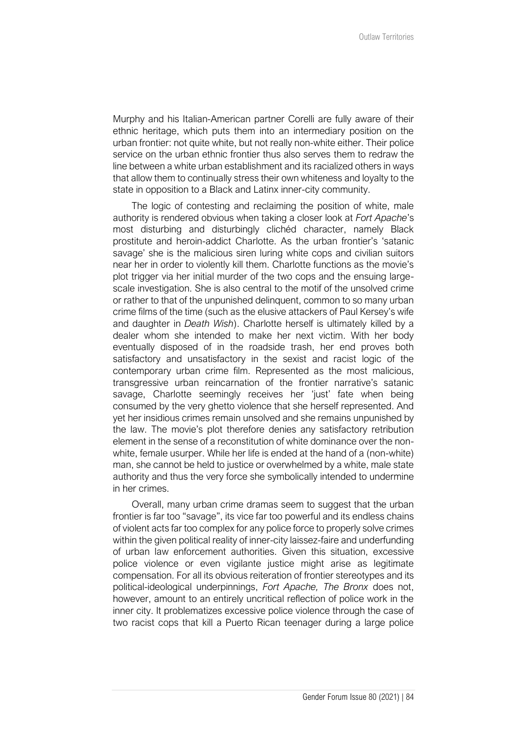Murphy and his Italian-American partner Corelli are fully aware of their ethnic heritage, which puts them into an intermediary position on the urban frontier: not quite white, but not really non-white either. Their police service on the urban ethnic frontier thus also serves them to redraw the line between a white urban establishment and its racialized others in ways that allow them to continually stress their own whiteness and loyalty to the state in opposition to a Black and Latinx inner-city community.

The logic of contesting and reclaiming the position of white, male authority is rendered obvious when taking a closer look at *Fort Apache*'s most disturbing and disturbingly clichéd character, namely Black prostitute and heroin-addict Charlotte. As the urban frontier's 'satanic savage' she is the malicious siren luring white cops and civilian suitors near her in order to violently kill them. Charlotte functions as the movie's plot trigger via her initial murder of the two cops and the ensuing large-scale investigation. She is also central to the motif of the unsolved crime or rather to that of the unpunished delinquent, common to so many urban crime films of the time (such as the elusive attackers of Paul Kersey's wife and daughter in *Death Wish*). Charlotte herself is ultimately killed by a dealer whom she intended to make her next victim. With her body eventually disposed of in the roadside trash, her end proves both satisfactory and unsatisfactory in the sexist and racist logic of the contemporary urban crime film. Represented as the most malicious, transgressive urban reincarnation of the frontier narrative's satanic savage, Charlotte seemingly receives her 'just' fate when being consumed by the very ghetto violence that she herself represented. And yet her insidious crimes remain unsolved and she remains unpunished by the law. The movie's plot therefore denies any satisfactory retribution element in the sense of a reconstitution of white dominance over the non-white, female usurper. While her life is ended at the hand of a (non-white) man, she cannot be held to justice or overwhelmed by a white, male state authority and thus the very force she symbolically intended to undermine in her crimes.

Overall, many urban crime dramas seem to suggest that the urban frontier is far too "savage", its vice far too powerful and its endless chains of violent acts far too complex for any police force to properly solve crimes within the given political reality of inner-city laissez-faire and underfunding of urban law enforcement authorities. Given this situation, excessive police violence or even vigilante justice might arise as legitimate compensation. For all its obvious reiteration of frontier stereotypes and its political-ideological underpinnings, *Fort Apache, The Bronx* does not, however, amount to an entirely uncritical reflection of police work in the inner city. It problematizes excessive police violence through the case of two racist cops that kill a Puerto Rican teenager during a large police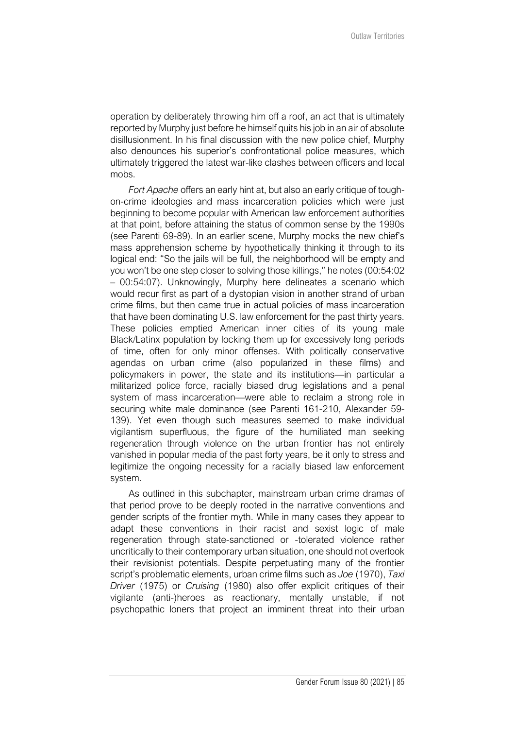operation by deliberately throwing him off a roof, an act that is ultimately reported by Murphy just before he himself quits his job in an air of absolute disillusionment. In his final discussion with the new police chief, Murphy also denounces his superior's confrontational police measures, which ultimately triggered the latest war-like clashes between officers and local mobs.

*Fort Apache* offers an early hint at, but also an early critique of tough-on-crime ideologies and mass incarceration policies which were just beginning to become popular with American law enforcement authorities at that point, before attaining the status of common sense by the 1990s (see Parenti 69-89). In an earlier scene, Murphy mocks the new chief's mass apprehension scheme by hypothetically thinking it through to its logical end: "So the jails will be full, the neighborhood will be empty and you won't be one step closer to solving those killings," he notes (00:54:02 – 00:54:07). Unknowingly, Murphy here delineates a scenario which would recur first as part of a dystopian vision in another strand of urban crime films, but then came true in actual policies of mass incarceration that have been dominating U.S. law enforcement for the past thirty years. These policies emptied American inner cities of its young male Black/Latinx population by locking them up for excessively long periods of time, often for only minor offenses. With politically conservative agendas on urban crime (also popularized in these films) and policymakers in power, the state and its institutions—in particular a militarized police force, racially biased drug legislations and a penal system of mass incarceration—were able to reclaim a strong role in securing white male dominance (see Parenti 161-210, Alexander 59-139). Yet even though such measures seemed to make individual vigilantism superfluous, the figure of the humiliated man seeking regeneration through violence on the urban frontier has not entirely vanished in popular media of the past forty years, be it only to stress and legitimize the ongoing necessity for a racially biased law enforcement system.

As outlined in this subchapter, mainstream urban crime dramas of that period prove to be deeply rooted in the narrative conventions and gender scripts of the frontier myth. While in many cases they appear to adapt these conventions in their racist and sexist logic of male regeneration through state-sanctioned or -tolerated violence rather uncritically to their contemporary urban situation, one should not overlook their revisionist potentials. Despite perpetuating many of the frontier script's problematic elements, urban crime films such as *Joe* (1970), *Taxi Driver* (1975) or *Cruising* (1980) also offer explicit critiques of their vigilante (anti-)heroes as reactionary, mentally unstable, if not psychopathic loners that project an imminent threat into their urban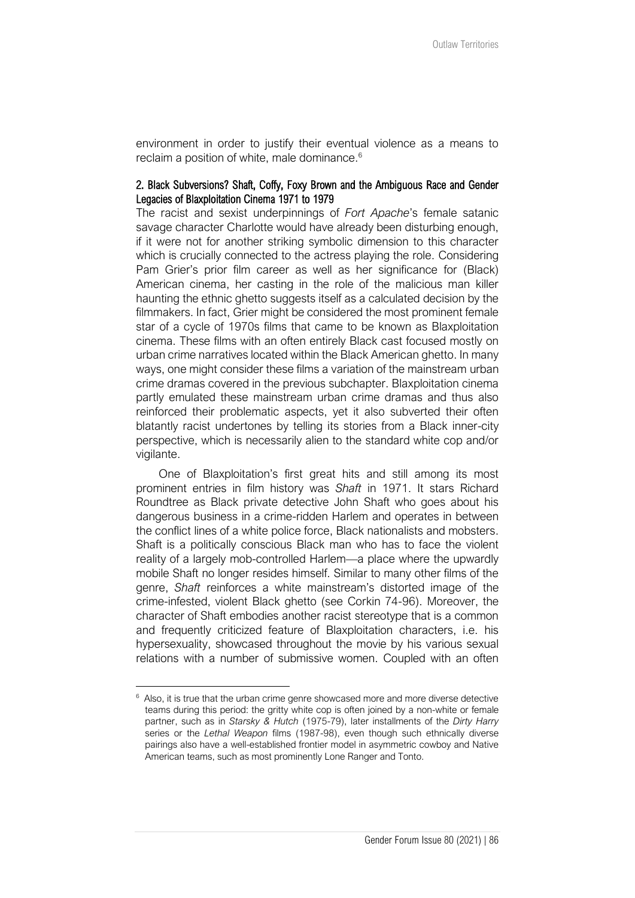environment in order to justify their eventual violence as a means to reclaim a position of white, male dominance.[6]

## 2. Black Subversions? Shaft, Coffy, Foxy Brown and the Ambiguous Race and Gender Legacies of Blaxploitation Cinema 1971 to 1979

The racist and sexist underpinnings of *Fort Apache*'s female satanic savage character Charlotte would have already been disturbing enough, if it were not for another striking symbolic dimension to this character which is crucially connected to the actress playing the role. Considering Pam Grier's prior film career as well as her significance for (Black) American cinema, her casting in the role of the malicious man killer haunting the ethnic ghetto suggests itself as a calculated decision by the filmmakers. In fact, Grier might be considered the most prominent female star of a cycle of 1970s films that came to be known as Blaxploitation cinema. These films with an often entirely Black cast focused mostly on urban crime narratives located within the Black American ghetto. In many ways, one might consider these films a variation of the mainstream urban crime dramas covered in the previous subchapter. Blaxploitation cinema partly emulated these mainstream urban crime dramas and thus also reinforced their problematic aspects, yet it also subverted their often blatantly racist undertones by telling its stories from a Black inner-city perspective, which is necessarily alien to the standard white cop and/or vigilante.

One of Blaxploitation's first great hits and still among its most prominent entries in film history was *Shaft* in 1971. It stars Richard Roundtree as Black private detective John Shaft who goes about his dangerous business in a crime-ridden Harlem and operates in between the conflict lines of a white police force, Black nationalists and mobsters. Shaft is a politically conscious Black man who has to face the violent reality of a largely mob-controlled Harlem—a place where the upwardly mobile Shaft no longer resides himself. Similar to many other films of the genre, *Shaft* reinforces a white mainstream's distorted image of the crime-infested, violent Black ghetto (see Corkin 74-96). Moreover, the character of Shaft embodies another racist stereotype that is a common and frequently criticized feature of Blaxploitation characters, i.e. his hypersexuality, showcased throughout the movie by his various sexual relations with a number of submissive women. Coupled with an often

---

[6] Also, it is true that the urban crime genre showcased more and more diverse detective teams during this period: the gritty white cop is often joined by a non-white or female partner, such as in *Starsky & Hutch* (1975-79), later installments of the *Dirty Harry* series or the *Lethal Weapon* films (1987-98), even though such ethnically diverse pairings also have a well-established frontier model in asymmetric cowboy and Native American teams, such as most prominently Lone Ranger and Tonto.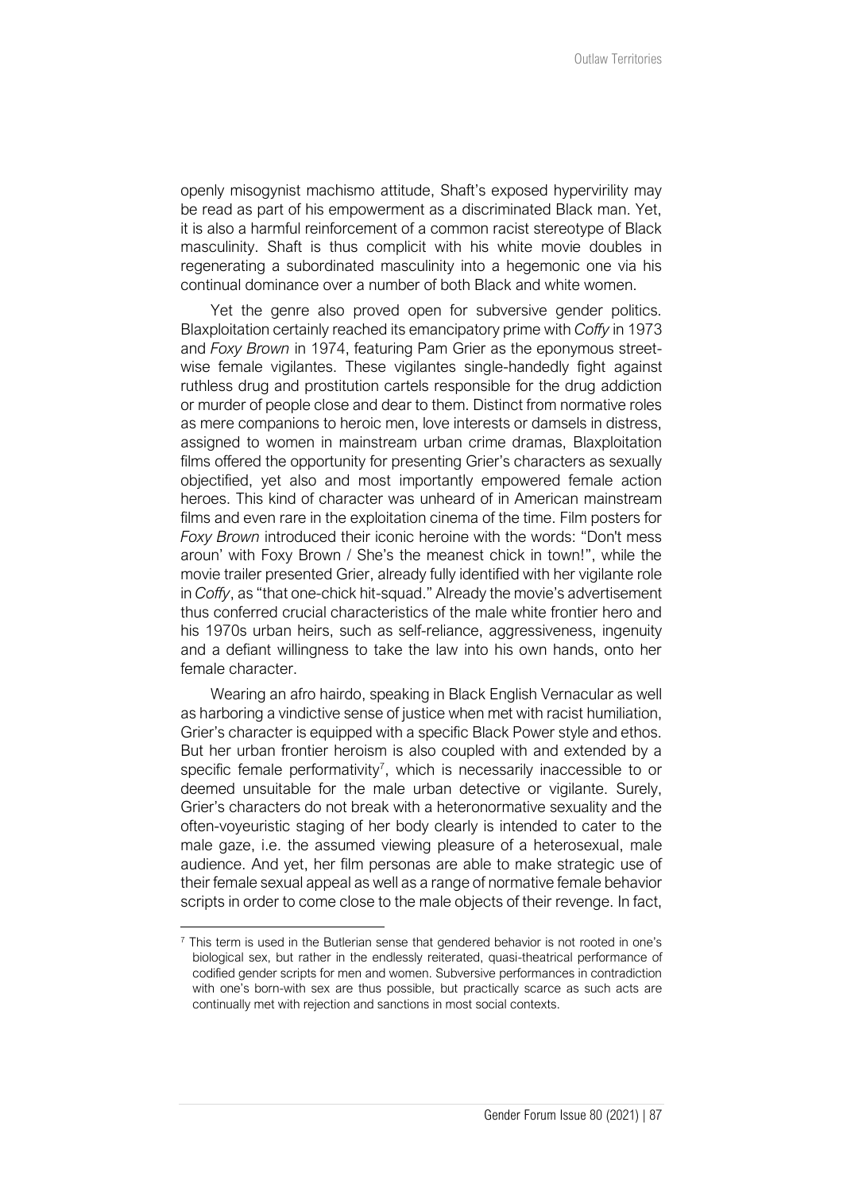openly misogynist machismo attitude, Shaft's exposed hypervirility may be read as part of his empowerment as a discriminated Black man. Yet, it is also a harmful reinforcement of a common racist stereotype of Black masculinity. Shaft is thus complicit with his white movie doubles in regenerating a subordinated masculinity into a hegemonic one via his continual dominance over a number of both Black and white women.

Yet the genre also proved open for subversive gender politics. Blaxploitation certainly reached its emancipatory prime with *Coffy* in 1973 and *Foxy Brown* in 1974, featuring Pam Grier as the eponymous street-wise female vigilantes. These vigilantes single-handedly fight against ruthless drug and prostitution cartels responsible for the drug addiction or murder of people close and dear to them. Distinct from normative roles as mere companions to heroic men, love interests or damsels in distress, assigned to women in mainstream urban crime dramas, Blaxploitation films offered the opportunity for presenting Grier's characters as sexually objectified, yet also and most importantly empowered female action heroes. This kind of character was unheard of in American mainstream films and even rare in the exploitation cinema of the time. Film posters for *Foxy Brown* introduced their iconic heroine with the words: "Don't mess aroun' with Foxy Brown / She's the meanest chick in town!", while the movie trailer presented Grier, already fully identified with her vigilante role in *Coffy*, as "that one-chick hit-squad." Already the movie's advertisement thus conferred crucial characteristics of the male white frontier hero and his 1970s urban heirs, such as self-reliance, aggressiveness, ingenuity and a defiant willingness to take the law into his own hands, onto her female character.

Wearing an afro hairdo, speaking in Black English Vernacular as well as harboring a vindictive sense of justice when met with racist humiliation, Grier's character is equipped with a specific Black Power style and ethos. But her urban frontier heroism is also coupled with and extended by a specific female performativity[7], which is necessarily inaccessible to or deemed unsuitable for the male urban detective or vigilante. Surely, Grier's characters do not break with a heteronormative sexuality and the often-voyeuristic staging of her body clearly is intended to cater to the male gaze, i.e. the assumed viewing pleasure of a heterosexual, male audience. And yet, her film personas are able to make strategic use of their female sexual appeal as well as a range of normative female behavior scripts in order to come close to the male objects of their revenge. In fact,

[7] This term is used in the Butlerian sense that gendered behavior is not rooted in one's biological sex, but rather in the endlessly reiterated, quasi-theatrical performance of codified gender scripts for men and women. Subversive performances in contradiction with one's born-with sex are thus possible, but practically scarce as such acts are continually met with rejection and sanctions in most social contexts.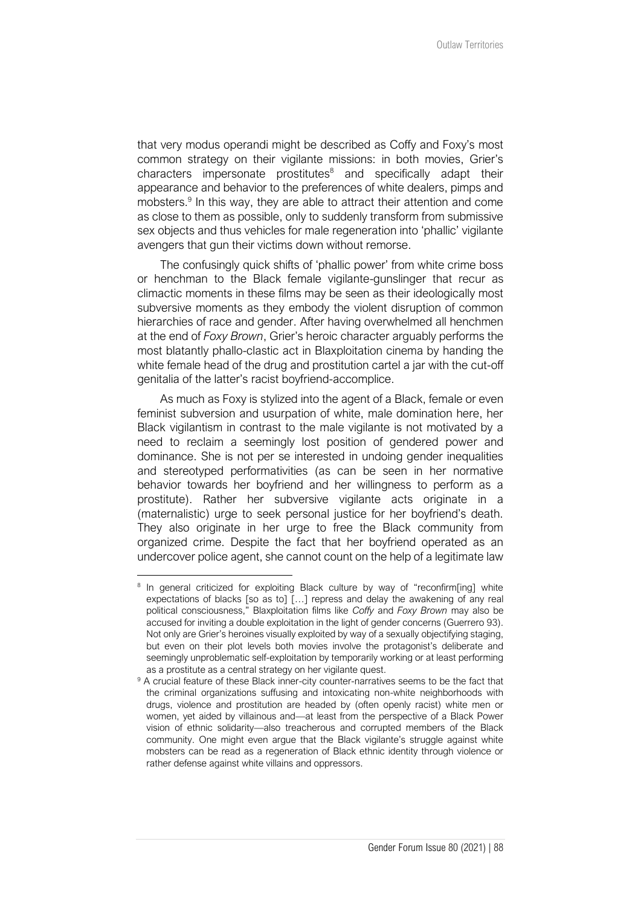that very modus operandi might be described as Coffy and Foxy's most common strategy on their vigilante missions: in both movies, Grier's characters impersonate prostitutes[8] and specifically adapt their appearance and behavior to the preferences of white dealers, pimps and mobsters.[9] In this way, they are able to attract their attention and come as close to them as possible, only to suddenly transform from submissive sex objects and thus vehicles for male regeneration into 'phallic' vigilante avengers that gun their victims down without remorse.

The confusingly quick shifts of 'phallic power' from white crime boss or henchman to the Black female vigilante-gunslinger that recur as climactic moments in these films may be seen as their ideologically most subversive moments as they embody the violent disruption of common hierarchies of race and gender. After having overwhelmed all henchmen at the end of *Foxy Brown*, Grier's heroic character arguably performs the most blatantly phallo-clastic act in Blaxploitation cinema by handing the white female head of the drug and prostitution cartel a jar with the cut-off genitalia of the latter's racist boyfriend-accomplice.

As much as Foxy is stylized into the agent of a Black, female or even feminist subversion and usurpation of white, male domination here, her Black vigilantism in contrast to the male vigilante is not motivated by a need to reclaim a seemingly lost position of gendered power and dominance. She is not per se interested in undoing gender inequalities and stereotyped performativities (as can be seen in her normative behavior towards her boyfriend and her willingness to perform as a prostitute). Rather her subversive vigilante acts originate in a (maternalistic) urge to seek personal justice for her boyfriend's death. They also originate in her urge to free the Black community from organized crime. Despite the fact that her boyfriend operated as an undercover police agent, she cannot count on the help of a legitimate law

---

[8] In general criticized for exploiting Black culture by way of "reconfirm[ing] white expectations of blacks [so as to] […] repress and delay the awakening of any real political consciousness," Blaxploitation films like *Coffy* and *Foxy Brown* may also be accused for inviting a double exploitation in the light of gender concerns (Guerrero 93). Not only are Grier's heroines visually exploited by way of a sexually objectifying staging, but even on their plot levels both movies involve the protagonist's deliberate and seemingly unproblematic self-exploitation by temporarily working or at least performing as a prostitute as a central strategy on her vigilante quest.

[9] A crucial feature of these Black inner-city counter-narratives seems to be the fact that the criminal organizations suffusing and intoxicating non-white neighborhoods with drugs, violence and prostitution are headed by (often openly racist) white men or women, yet aided by villainous and—at least from the perspective of a Black Power vision of ethnic solidarity—also treacherous and corrupted members of the Black community. One might even argue that the Black vigilante's struggle against white mobsters can be read as a regeneration of Black ethnic identity through violence or rather defense against white villains and oppressors.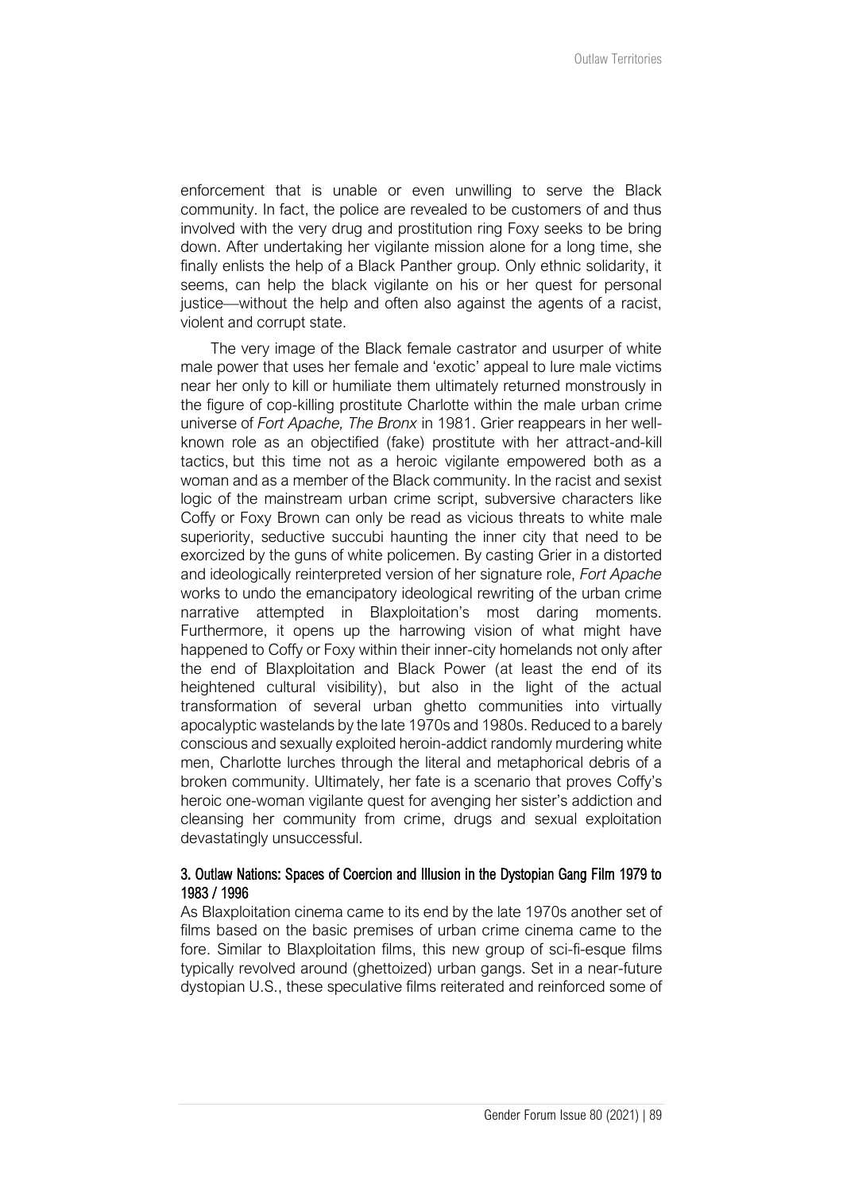enforcement that is unable or even unwilling to serve the Black community. In fact, the police are revealed to be customers of and thus involved with the very drug and prostitution ring Foxy seeks to be bring down. After undertaking her vigilante mission alone for a long time, she finally enlists the help of a Black Panther group. Only ethnic solidarity, it seems, can help the black vigilante on his or her quest for personal justice—without the help and often also against the agents of a racist, violent and corrupt state.

The very image of the Black female castrator and usurper of white male power that uses her female and 'exotic' appeal to lure male victims near her only to kill or humiliate them ultimately returned monstrously in the figure of cop-killing prostitute Charlotte within the male urban crime universe of *Fort Apache, The Bronx* in 1981. Grier reappears in her well-known role as an objectified (fake) prostitute with her attract-and-kill tactics, but this time not as a heroic vigilante empowered both as a woman and as a member of the Black community. In the racist and sexist logic of the mainstream urban crime script, subversive characters like Coffy or Foxy Brown can only be read as vicious threats to white male superiority, seductive succubi haunting the inner city that need to be exorcized by the guns of white policemen. By casting Grier in a distorted and ideologically reinterpreted version of her signature role, *Fort Apache* works to undo the emancipatory ideological rewriting of the urban crime narrative attempted in Blaxploitation's most daring moments. Furthermore, it opens up the harrowing vision of what might have happened to Coffy or Foxy within their inner-city homelands not only after the end of Blaxploitation and Black Power (at least the end of its heightened cultural visibility), but also in the light of the actual transformation of several urban ghetto communities into virtually apocalyptic wastelands by the late 1970s and 1980s. Reduced to a barely conscious and sexually exploited heroin-addict randomly murdering white men, Charlotte lurches through the literal and metaphorical debris of a broken community. Ultimately, her fate is a scenario that proves Coffy's heroic one-woman vigilante quest for avenging her sister's addiction and cleansing her community from crime, drugs and sexual exploitation devastatingly unsuccessful.

### 3. Outlaw Nations: Spaces of Coercion and Illusion in the Dystopian Gang Film 1979 to 1983 / 1996

As Blaxploitation cinema came to its end by the late 1970s another set of films based on the basic premises of urban crime cinema came to the fore. Similar to Blaxploitation films, this new group of sci-fi-esque films typically revolved around (ghettoized) urban gangs. Set in a near-future dystopian U.S., these speculative films reiterated and reinforced some of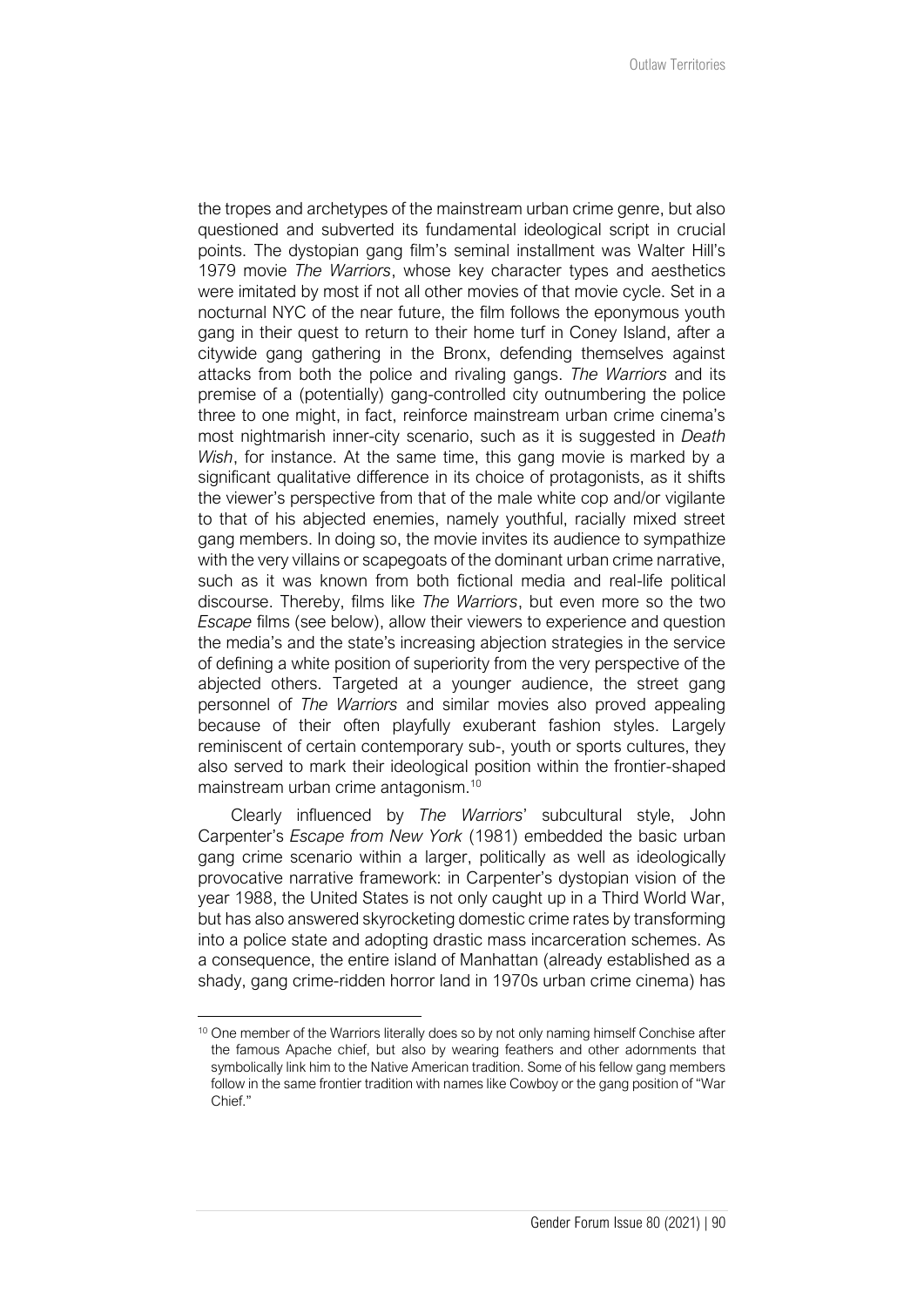the tropes and archetypes of the mainstream urban crime genre, but also questioned and subverted its fundamental ideological script in crucial points. The dystopian gang film's seminal installment was Walter Hill's 1979 movie *The Warriors*, whose key character types and aesthetics were imitated by most if not all other movies of that movie cycle. Set in a nocturnal NYC of the near future, the film follows the eponymous youth gang in their quest to return to their home turf in Coney Island, after a citywide gang gathering in the Bronx, defending themselves against attacks from both the police and rivaling gangs. *The Warriors* and its premise of a (potentially) gang-controlled city outnumbering the police three to one might, in fact, reinforce mainstream urban crime cinema's most nightmarish inner-city scenario, such as it is suggested in *Death Wish*, for instance. At the same time, this gang movie is marked by a significant qualitative difference in its choice of protagonists, as it shifts the viewer's perspective from that of the male white cop and/or vigilante to that of his abjected enemies, namely youthful, racially mixed street gang members. In doing so, the movie invites its audience to sympathize with the very villains or scapegoats of the dominant urban crime narrative, such as it was known from both fictional media and real-life political discourse. Thereby, films like *The Warriors*, but even more so the two *Escape* films (see below), allow their viewers to experience and question the media's and the state's increasing abjection strategies in the service of defining a white position of superiority from the very perspective of the abjected others. Targeted at a younger audience, the street gang personnel of *The Warriors* and similar movies also proved appealing because of their often playfully exuberant fashion styles. Largely reminiscent of certain contemporary sub-, youth or sports cultures, they also served to mark their ideological position within the frontier-shaped mainstream urban crime antagonism.[10]

Clearly influenced by *The Warriors*' subcultural style, John Carpenter's *Escape from New York* (1981) embedded the basic urban gang crime scenario within a larger, politically as well as ideologically provocative narrative framework: in Carpenter's dystopian vision of the year 1988, the United States is not only caught up in a Third World War, but has also answered skyrocketing domestic crime rates by transforming into a police state and adopting drastic mass incarceration schemes. As a consequence, the entire island of Manhattan (already established as a shady, gang crime-ridden horror land in 1970s urban crime cinema) has

[10] One member of the Warriors literally does so by not only naming himself Conchise after the famous Apache chief, but also by wearing feathers and other adornments that symbolically link him to the Native American tradition. Some of his fellow gang members follow in the same frontier tradition with names like Cowboy or the gang position of "War Chief."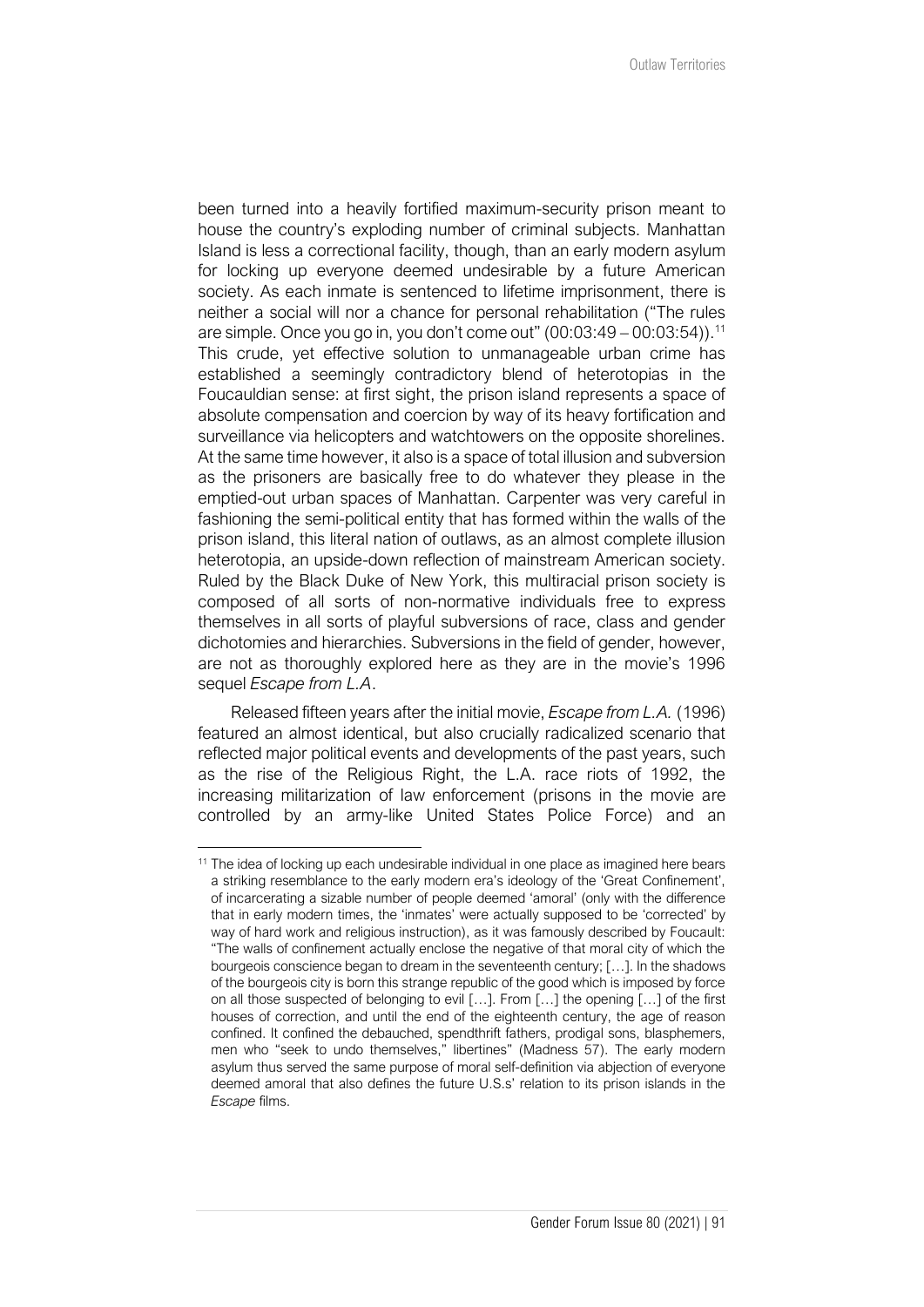been turned into a heavily fortified maximum-security prison meant to house the country's exploding number of criminal subjects. Manhattan Island is less a correctional facility, though, than an early modern asylum for locking up everyone deemed undesirable by a future American society. As each inmate is sentenced to lifetime imprisonment, there is neither a social will nor a chance for personal rehabilitation ("The rules are simple. Once you go in, you don't come out" (00:03:49 – 00:03:54)).[11] This crude, yet effective solution to unmanageable urban crime has established a seemingly contradictory blend of heterotopias in the Foucauldian sense: at first sight, the prison island represents a space of absolute compensation and coercion by way of its heavy fortification and surveillance via helicopters and watchtowers on the opposite shorelines. At the same time however, it also is a space of total illusion and subversion as the prisoners are basically free to do whatever they please in the emptied-out urban spaces of Manhattan. Carpenter was very careful in fashioning the semi-political entity that has formed within the walls of the prison island, this literal nation of outlaws, as an almost complete illusion heterotopia, an upside-down reflection of mainstream American society. Ruled by the Black Duke of New York, this multiracial prison society is composed of all sorts of non-normative individuals free to express themselves in all sorts of playful subversions of race, class and gender dichotomies and hierarchies. Subversions in the field of gender, however, are not as thoroughly explored here as they are in the movie's 1996 sequel *Escape from L.A*.

Released fifteen years after the initial movie, *Escape from L.A.* (1996) featured an almost identical, but also crucially radicalized scenario that reflected major political events and developments of the past years, such as the rise of the Religious Right, the L.A. race riots of 1992, the increasing militarization of law enforcement (prisons in the movie are controlled by an army-like United States Police Force) and an

[11] The idea of locking up each undesirable individual in one place as imagined here bears a striking resemblance to the early modern era's ideology of the 'Great Confinement', of incarcerating a sizable number of people deemed 'amoral' (only with the difference that in early modern times, the 'inmates' were actually supposed to be 'corrected' by way of hard work and religious instruction), as it was famously described by Foucault: "The walls of confinement actually enclose the negative of that moral city of which the bourgeois conscience began to dream in the seventeenth century; […]. In the shadows of the bourgeois city is born this strange republic of the good which is imposed by force on all those suspected of belonging to evil […]. From […] the opening […] of the first houses of correction, and until the end of the eighteenth century, the age of reason confined. It confined the debauched, spendthrift fathers, prodigal sons, blasphemers, men who "seek to undo themselves," libertines" (Madness 57). The early modern asylum thus served the same purpose of moral self-definition via abjection of everyone deemed amoral that also defines the future U.S.s' relation to its prison islands in the *Escape* films.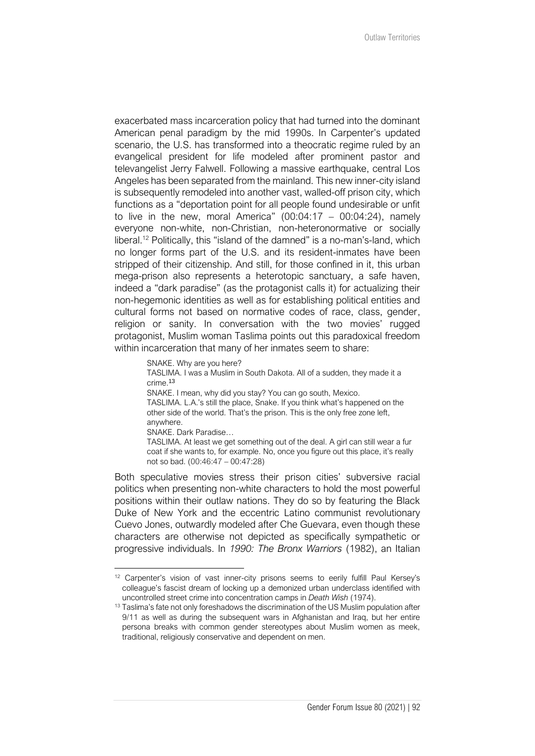exacerbated mass incarceration policy that had turned into the dominant American penal paradigm by the mid 1990s. In Carpenter's updated scenario, the U.S. has transformed into a theocratic regime ruled by an evangelical president for life modeled after prominent pastor and televangelist Jerry Falwell. Following a massive earthquake, central Los Angeles has been separated from the mainland. This new inner-city island is subsequently remodeled into another vast, walled-off prison city, which functions as a "deportation point for all people found undesirable or unfit to live in the new, moral America" (00:04:17 – 00:04:24), namely everyone non-white, non-Christian, non-heteronormative or socially liberal.[12] Politically, this "island of the damned" is a no-man's-land, which no longer forms part of the U.S. and its resident-inmates have been stripped of their citizenship. And still, for those confined in it, this urban mega-prison also represents a heterotopic sanctuary, a safe haven, indeed a "dark paradise" (as the protagonist calls it) for actualizing their non-hegemonic identities as well as for establishing political entities and cultural forms not based on normative codes of race, class, gender, religion or sanity. In conversation with the two movies' rugged protagonist, Muslim woman Taslima points out this paradoxical freedom within incarceration that many of her inmates seem to share:

> SNAKE. Why are you here?
> TASLIMA. I was a Muslim in South Dakota. All of a sudden, they made it a crime.[13]
> SNAKE. I mean, why did you stay? You can go south, Mexico.
> TASLIMA. L.A.'s still the place, Snake. If you think what's happened on the other side of the world. That's the prison. This is the only free zone left, anywhere.
> SNAKE. Dark Paradise…
> TASLIMA. At least we get something out of the deal. A girl can still wear a fur coat if she wants to, for example. No, once you figure out this place, it's really not so bad. (00:46:47 – 00:47:28)

Both speculative movies stress their prison cities' subversive racial politics when presenting non-white characters to hold the most powerful positions within their outlaw nations. They do so by featuring the Black Duke of New York and the eccentric Latino communist revolutionary Cuevo Jones, outwardly modeled after Che Guevara, even though these characters are otherwise not depicted as specifically sympathetic or progressive individuals. In *1990: The Bronx Warriors* (1982), an Italian

---

[12] Carpenter's vision of vast inner-city prisons seems to eerily fulfill Paul Kersey's colleague's fascist dream of locking up a demonized urban underclass identified with uncontrolled street crime into concentration camps in *Death Wish* (1974).

[13] Taslima's fate not only foreshadows the discrimination of the US Muslim population after 9/11 as well as during the subsequent wars in Afghanistan and Iraq, but her entire persona breaks with common gender stereotypes about Muslim women as meek, traditional, religiously conservative and dependent on men.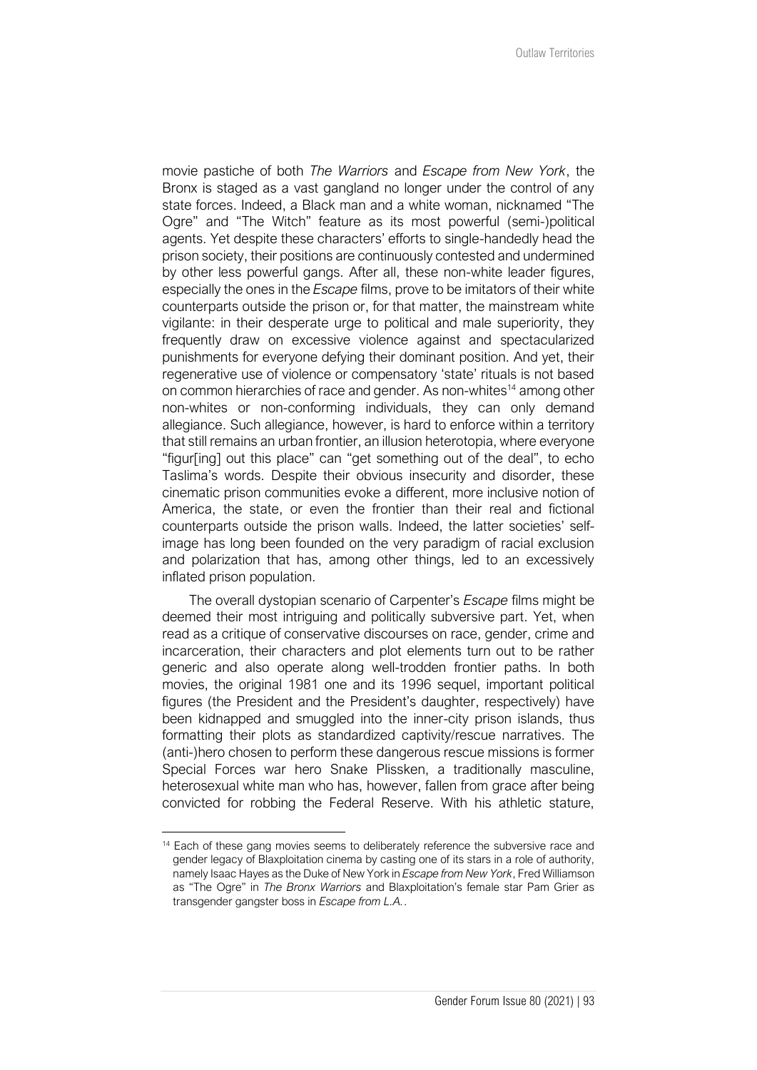movie pastiche of both *The Warriors* and *Escape from New York*, the Bronx is staged as a vast gangland no longer under the control of any state forces. Indeed, a Black man and a white woman, nicknamed "The Ogre" and "The Witch" feature as its most powerful (semi-)political agents. Yet despite these characters' efforts to single-handedly head the prison society, their positions are continuously contested and undermined by other less powerful gangs. After all, these non-white leader figures, especially the ones in the *Escape* films, prove to be imitators of their white counterparts outside the prison or, for that matter, the mainstream white vigilante: in their desperate urge to political and male superiority, they frequently draw on excessive violence against and spectacularized punishments for everyone defying their dominant position. And yet, their regenerative use of violence or compensatory 'state' rituals is not based on common hierarchies of race and gender. As non-whites[14] among other non-whites or non-conforming individuals, they can only demand allegiance. Such allegiance, however, is hard to enforce within a territory that still remains an urban frontier, an illusion heterotopia, where everyone "figur[ing] out this place" can "get something out of the deal", to echo Taslima's words. Despite their obvious insecurity and disorder, these cinematic prison communities evoke a different, more inclusive notion of America, the state, or even the frontier than their real and fictional counterparts outside the prison walls. Indeed, the latter societies' self-image has long been founded on the very paradigm of racial exclusion and polarization that has, among other things, led to an excessively inflated prison population.

The overall dystopian scenario of Carpenter's *Escape* films might be deemed their most intriguing and politically subversive part. Yet, when read as a critique of conservative discourses on race, gender, crime and incarceration, their characters and plot elements turn out to be rather generic and also operate along well-trodden frontier paths. In both movies, the original 1981 one and its 1996 sequel, important political figures (the President and the President's daughter, respectively) have been kidnapped and smuggled into the inner-city prison islands, thus formatting their plots as standardized captivity/rescue narratives. The (anti-)hero chosen to perform these dangerous rescue missions is former Special Forces war hero Snake Plissken, a traditionally masculine, heterosexual white man who has, however, fallen from grace after being convicted for robbing the Federal Reserve. With his athletic stature,

[14] Each of these gang movies seems to deliberately reference the subversive race and gender legacy of Blaxploitation cinema by casting one of its stars in a role of authority, namely Isaac Hayes as the Duke of New York in *Escape from New York*, Fred Williamson as "The Ogre" in *The Bronx Warriors* and Blaxploitation's female star Pam Grier as transgender gangster boss in *Escape from L.A.*.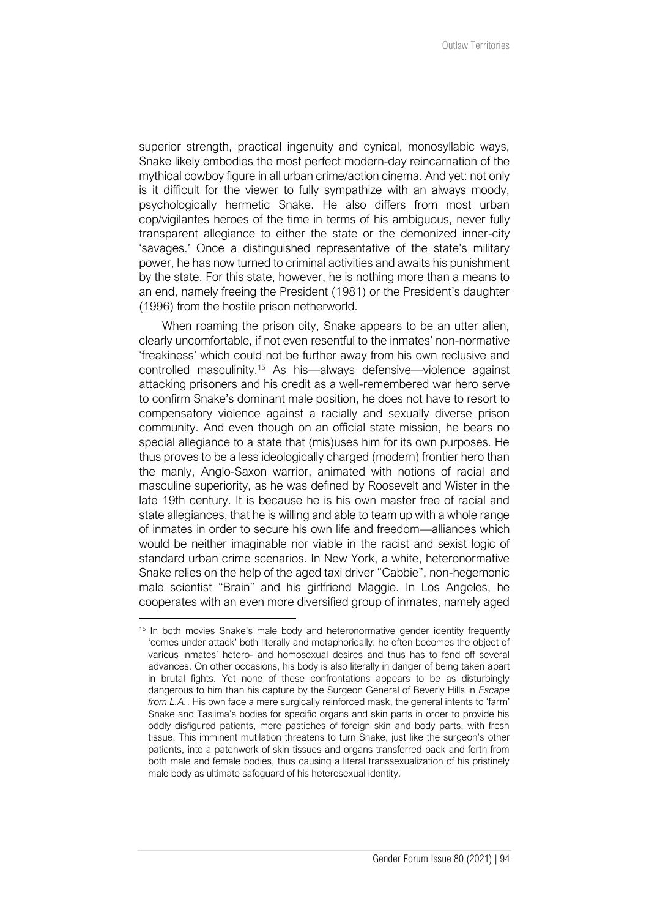superior strength, practical ingenuity and cynical, monosyllabic ways, Snake likely embodies the most perfect modern-day reincarnation of the mythical cowboy figure in all urban crime/action cinema. And yet: not only is it difficult for the viewer to fully sympathize with an always moody, psychologically hermetic Snake. He also differs from most urban cop/vigilantes heroes of the time in terms of his ambiguous, never fully transparent allegiance to either the state or the demonized inner-city 'savages.' Once a distinguished representative of the state's military power, he has now turned to criminal activities and awaits his punishment by the state. For this state, however, he is nothing more than a means to an end, namely freeing the President (1981) or the President's daughter (1996) from the hostile prison netherworld.

When roaming the prison city, Snake appears to be an utter alien, clearly uncomfortable, if not even resentful to the inmates' non-normative 'freakiness' which could not be further away from his own reclusive and controlled masculinity.[15] As his—always defensive—violence against attacking prisoners and his credit as a well-remembered war hero serve to confirm Snake's dominant male position, he does not have to resort to compensatory violence against a racially and sexually diverse prison community. And even though on an official state mission, he bears no special allegiance to a state that (mis)uses him for its own purposes. He thus proves to be a less ideologically charged (modern) frontier hero than the manly, Anglo-Saxon warrior, animated with notions of racial and masculine superiority, as he was defined by Roosevelt and Wister in the late 19th century. It is because he is his own master free of racial and state allegiances, that he is willing and able to team up with a whole range of inmates in order to secure his own life and freedom—alliances which would be neither imaginable nor viable in the racist and sexist logic of standard urban crime scenarios. In New York, a white, heteronormative Snake relies on the help of the aged taxi driver "Cabbie", non-hegemonic male scientist "Brain" and his girlfriend Maggie. In Los Angeles, he cooperates with an even more diversified group of inmates, namely aged

---

[15] In both movies Snake's male body and heteronormative gender identity frequently 'comes under attack' both literally and metaphorically: he often becomes the object of various inmates' hetero- and homosexual desires and thus has to fend off several advances. On other occasions, his body is also literally in danger of being taken apart in brutal fights. Yet none of these confrontations appears to be as disturbingly dangerous to him than his capture by the Surgeon General of Beverly Hills in *Escape from L.A.*. His own face a mere surgically reinforced mask, the general intents to 'farm' Snake and Taslima's bodies for specific organs and skin parts in order to provide his oddly disfigured patients, mere pastiches of foreign skin and body parts, with fresh tissue. This imminent mutilation threatens to turn Snake, just like the surgeon's other patients, into a patchwork of skin tissues and organs transferred back and forth from both male and female bodies, thus causing a literal transsexualization of his pristinely male body as ultimate safeguard of his heterosexual identity.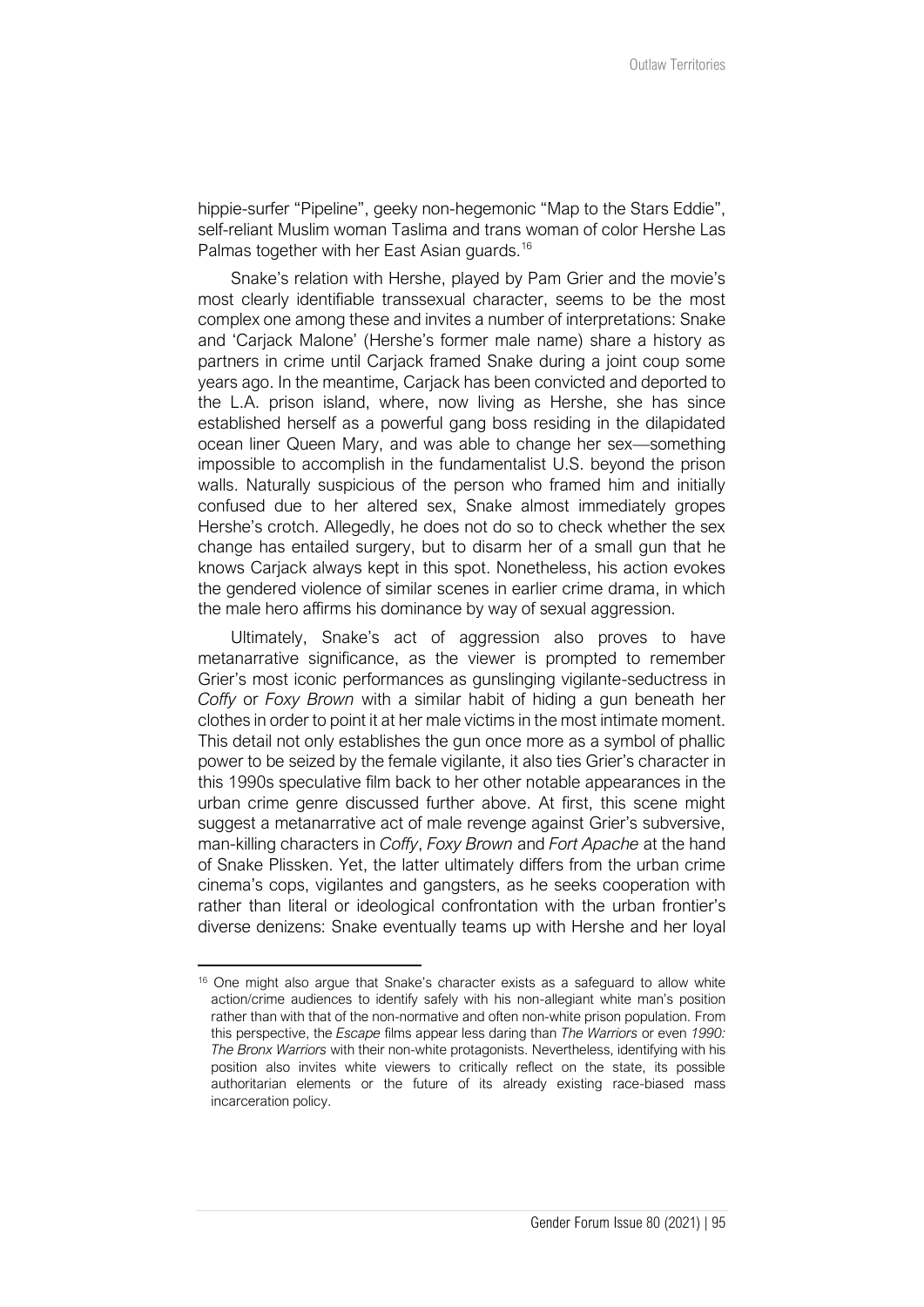hippie-surfer "Pipeline", geeky non-hegemonic "Map to the Stars Eddie", self-reliant Muslim woman Taslima and trans woman of color Hershe Las Palmas together with her East Asian guards.[16]

Snake's relation with Hershe, played by Pam Grier and the movie's most clearly identifiable transsexual character, seems to be the most complex one among these and invites a number of interpretations: Snake and 'Carjack Malone' (Hershe's former male name) share a history as partners in crime until Carjack framed Snake during a joint coup some years ago. In the meantime, Carjack has been convicted and deported to the L.A. prison island, where, now living as Hershe, she has since established herself as a powerful gang boss residing in the dilapidated ocean liner Queen Mary, and was able to change her sex—something impossible to accomplish in the fundamentalist U.S. beyond the prison walls. Naturally suspicious of the person who framed him and initially confused due to her altered sex, Snake almost immediately gropes Hershe's crotch. Allegedly, he does not do so to check whether the sex change has entailed surgery, but to disarm her of a small gun that he knows Carjack always kept in this spot. Nonetheless, his action evokes the gendered violence of similar scenes in earlier crime drama, in which the male hero affirms his dominance by way of sexual aggression.

Ultimately, Snake's act of aggression also proves to have metanarrative significance, as the viewer is prompted to remember Grier's most iconic performances as gunslinging vigilante-seductress in *Coffy* or *Foxy Brown* with a similar habit of hiding a gun beneath her clothes in order to point it at her male victims in the most intimate moment. This detail not only establishes the gun once more as a symbol of phallic power to be seized by the female vigilante, it also ties Grier's character in this 1990s speculative film back to her other notable appearances in the urban crime genre discussed further above. At first, this scene might suggest a metanarrative act of male revenge against Grier's subversive, man-killing characters in *Coffy*, *Foxy Brown* and *Fort Apache* at the hand of Snake Plissken. Yet, the latter ultimately differs from the urban crime cinema's cops, vigilantes and gangsters, as he seeks cooperation with rather than literal or ideological confrontation with the urban frontier's diverse denizens: Snake eventually teams up with Hershe and her loyal

---

[16] One might also argue that Snake's character exists as a safeguard to allow white action/crime audiences to identify safely with his non-allegiant white man's position rather than with that of the non-normative and often non-white prison population. From this perspective, the *Escape* films appear less daring than *The Warriors* or even *1990: The Bronx Warriors* with their non-white protagonists. Nevertheless, identifying with his position also invites white viewers to critically reflect on the state, its possible authoritarian elements or the future of its already existing race-biased mass incarceration policy.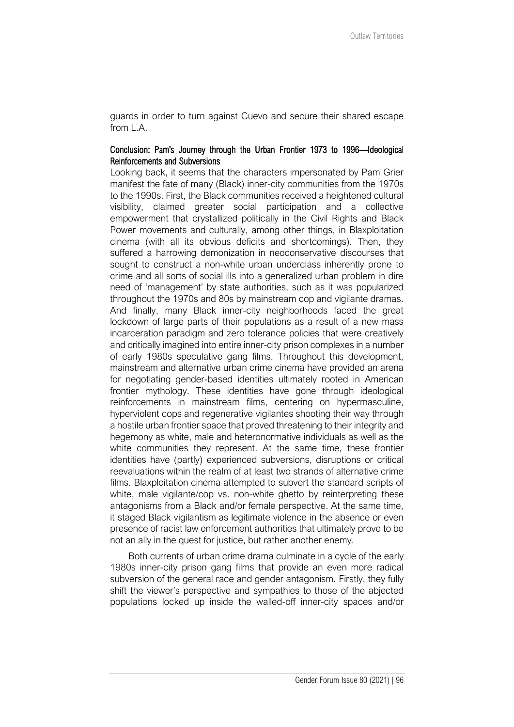guards in order to turn against Cuevo and secure their shared escape from L.A.

### Conclusion: Pam's Journey through the Urban Frontier 1973 to 1996—Ideological Reinforcements and Subversions

Looking back, it seems that the characters impersonated by Pam Grier manifest the fate of many (Black) inner-city communities from the 1970s to the 1990s. First, the Black communities received a heightened cultural visibility, claimed greater social participation and a collective empowerment that crystallized politically in the Civil Rights and Black Power movements and culturally, among other things, in Blaxploitation cinema (with all its obvious deficits and shortcomings). Then, they suffered a harrowing demonization in neoconservative discourses that sought to construct a non-white urban underclass inherently prone to crime and all sorts of social ills into a generalized urban problem in dire need of 'management' by state authorities, such as it was popularized throughout the 1970s and 80s by mainstream cop and vigilante dramas. And finally, many Black inner-city neighborhoods faced the great lockdown of large parts of their populations as a result of a new mass incarceration paradigm and zero tolerance policies that were creatively and critically imagined into entire inner-city prison complexes in a number of early 1980s speculative gang films. Throughout this development, mainstream and alternative urban crime cinema have provided an arena for negotiating gender-based identities ultimately rooted in American frontier mythology. These identities have gone through ideological reinforcements in mainstream films, centering on hypermasculine, hyperviolent cops and regenerative vigilantes shooting their way through a hostile urban frontier space that proved threatening to their integrity and hegemony as white, male and heteronormative individuals as well as the white communities they represent. At the same time, these frontier identities have (partly) experienced subversions, disruptions or critical reevaluations within the realm of at least two strands of alternative crime films. Blaxploitation cinema attempted to subvert the standard scripts of white, male vigilante/cop vs. non-white ghetto by reinterpreting these antagonisms from a Black and/or female perspective. At the same time, it staged Black vigilantism as legitimate violence in the absence or even presence of racist law enforcement authorities that ultimately prove to be not an ally in the quest for justice, but rather another enemy.

Both currents of urban crime drama culminate in a cycle of the early 1980s inner-city prison gang films that provide an even more radical subversion of the general race and gender antagonism. Firstly, they fully shift the viewer's perspective and sympathies to those of the abjected populations locked up inside the walled-off inner-city spaces and/or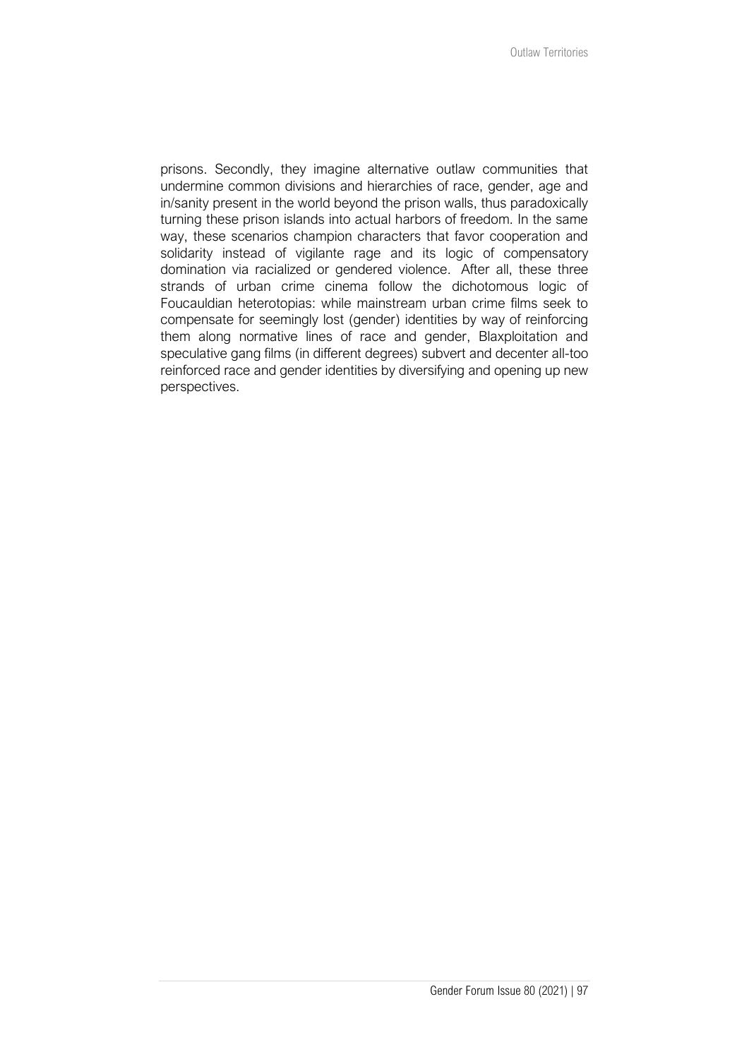prisons. Secondly, they imagine alternative outlaw communities that undermine common divisions and hierarchies of race, gender, age and in/sanity present in the world beyond the prison walls, thus paradoxically turning these prison islands into actual harbors of freedom. In the same way, these scenarios champion characters that favor cooperation and solidarity instead of vigilante rage and its logic of compensatory domination via racialized or gendered violence. After all, these three strands of urban crime cinema follow the dichotomous logic of Foucauldian heterotopias: while mainstream urban crime films seek to compensate for seemingly lost (gender) identities by way of reinforcing them along normative lines of race and gender, Blaxploitation and speculative gang films (in different degrees) subvert and decenter all-too reinforced race and gender identities by diversifying and opening up new perspectives.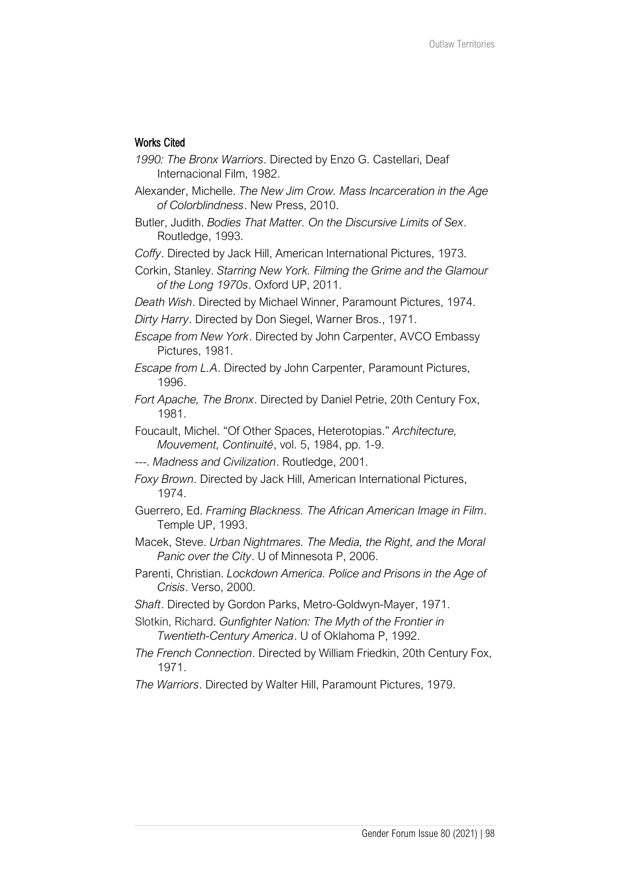## Works Cited

*1990: The Bronx Warriors*. Directed by Enzo G. Castellari, Deaf Internacional Film, 1982.

Alexander, Michelle. *The New Jim Crow. Mass Incarceration in the Age of Colorblindness*. New Press, 2010.

Butler, Judith. *Bodies That Matter. On the Discursive Limits of Sex*. Routledge, 1993.

*Coffy*. Directed by Jack Hill, American International Pictures, 1973.

Corkin, Stanley. *Starring New York. Filming the Grime and the Glamour of the Long 1970s*. Oxford UP, 2011.

*Death Wish*. Directed by Michael Winner, Paramount Pictures, 1974.

*Dirty Harry*. Directed by Don Siegel, Warner Bros., 1971.

*Escape from New York*. Directed by John Carpenter, AVCO Embassy Pictures, 1981.

*Escape from L.A*. Directed by John Carpenter, Paramount Pictures, 1996.

*Fort Apache, The Bronx*. Directed by Daniel Petrie, 20th Century Fox, 1981.

Foucault, Michel. "Of Other Spaces, Heterotopias." *Architecture, Mouvement, Continuité*, vol. 5, 1984, pp. 1-9.

---. *Madness and Civilization*. Routledge, 2001.

*Foxy Brown*. Directed by Jack Hill, American International Pictures, 1974.

Guerrero, Ed. *Framing Blackness. The African American Image in Film*. Temple UP, 1993.

Macek, Steve. *Urban Nightmares. The Media, the Right, and the Moral Panic over the City*. U of Minnesota P, 2006.

Parenti, Christian. *Lockdown America. Police and Prisons in the Age of Crisis*. Verso, 2000.

*Shaft*. Directed by Gordon Parks, Metro-Goldwyn-Mayer, 1971.

Slotkin, Richard. *Gunfighter Nation: The Myth of the Frontier in Twentieth-Century America*. U of Oklahoma P, 1992.

*The French Connection*. Directed by William Friedkin, 20th Century Fox, 1971.

*The Warriors*. Directed by Walter Hill, Paramount Pictures, 1979.